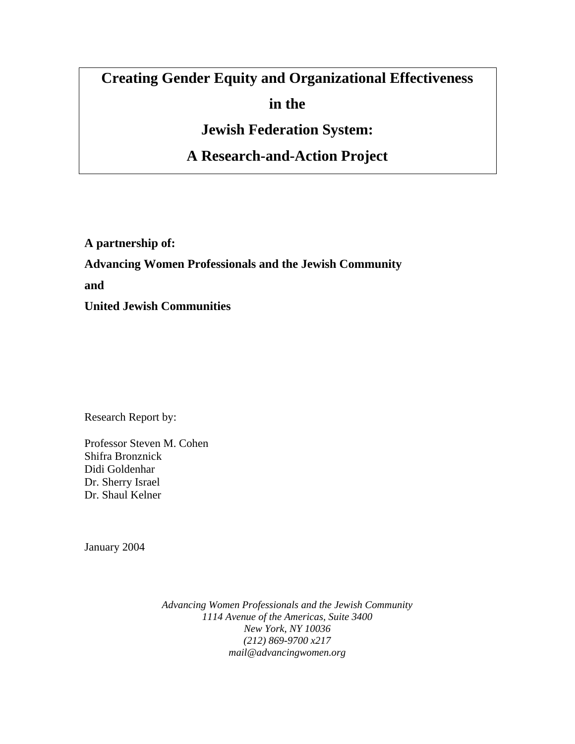# Creating Gender Equity and Organizational Effectiveness in the Jewish Federation System: A Research-and-Action Project

**A partnership of:**

**Advancing Women Professionals and the Jewish Community**

**and**

**United Jewish Communities**

Research Report by:

Professor Steven M. Cohen
Shifra Bronznick
Didi Goldenhar
Dr. Sherry Israel
Dr. Shaul Kelner

January 2004

*Advancing Women Professionals and the Jewish Community*
*1114 Avenue of the Americas, Suite 3400*
*New York, NY 10036*
*(212) 869-9700 x217*
*mail@advancingwomen.org*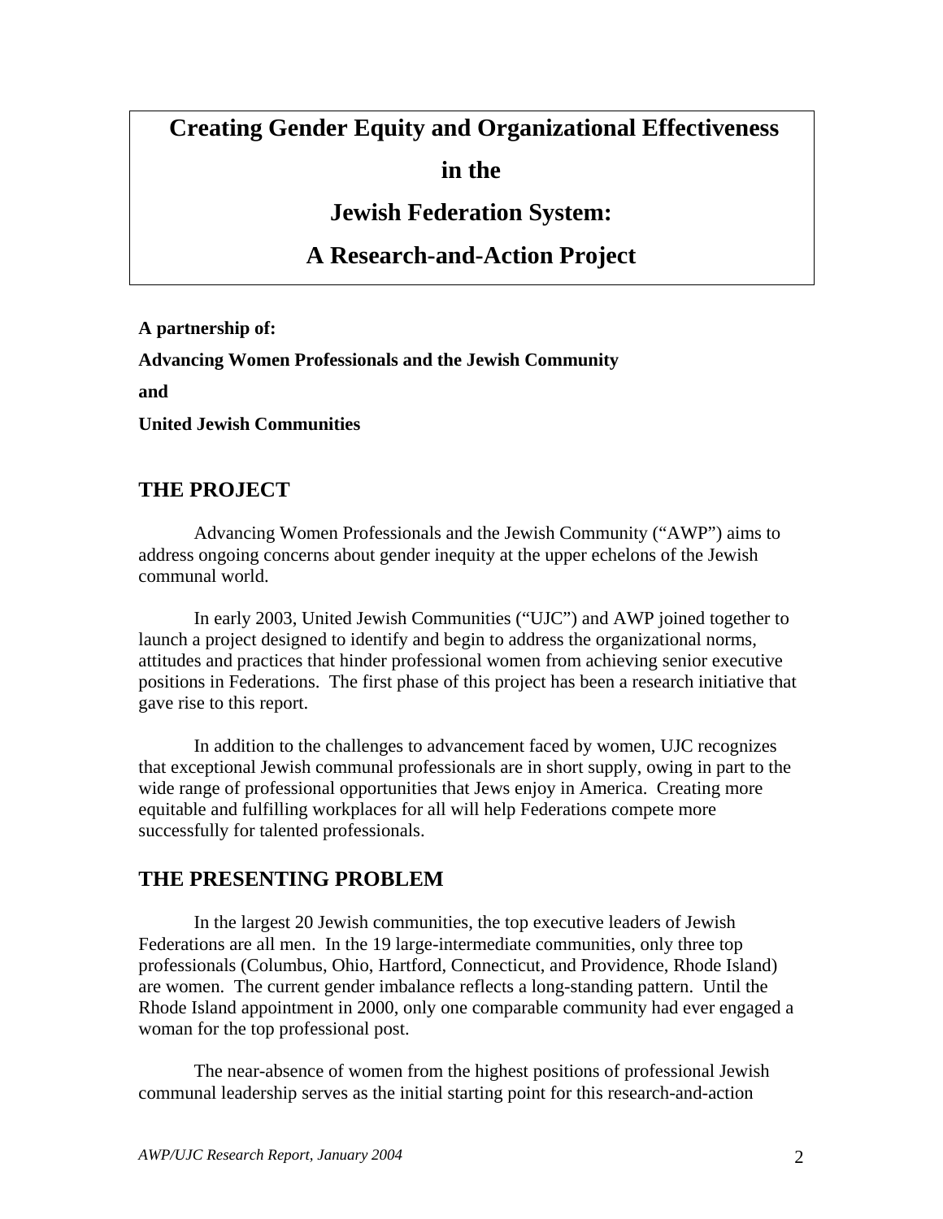# Creating Gender Equity and Organizational Effectiveness in the Jewish Federation System: A Research-and-Action Project

**A partnership of:**

**Advancing Women Professionals and the Jewish Community**

**and**

**United Jewish Communities**

## THE PROJECT

Advancing Women Professionals and the Jewish Community ("AWP") aims to address ongoing concerns about gender inequity at the upper echelons of the Jewish communal world.

In early 2003, United Jewish Communities ("UJC") and AWP joined together to launch a project designed to identify and begin to address the organizational norms, attitudes and practices that hinder professional women from achieving senior executive positions in Federations. The first phase of this project has been a research initiative that gave rise to this report.

In addition to the challenges to advancement faced by women, UJC recognizes that exceptional Jewish communal professionals are in short supply, owing in part to the wide range of professional opportunities that Jews enjoy in America. Creating more equitable and fulfilling workplaces for all will help Federations compete more successfully for talented professionals.

## THE PRESENTING PROBLEM

In the largest 20 Jewish communities, the top executive leaders of Jewish Federations are all men. In the 19 large-intermediate communities, only three top professionals (Columbus, Ohio, Hartford, Connecticut, and Providence, Rhode Island) are women. The current gender imbalance reflects a long-standing pattern. Until the Rhode Island appointment in 2000, only one comparable community had ever engaged a woman for the top professional post.

The near-absence of women from the highest positions of professional Jewish communal leadership serves as the initial starting point for this research-and-action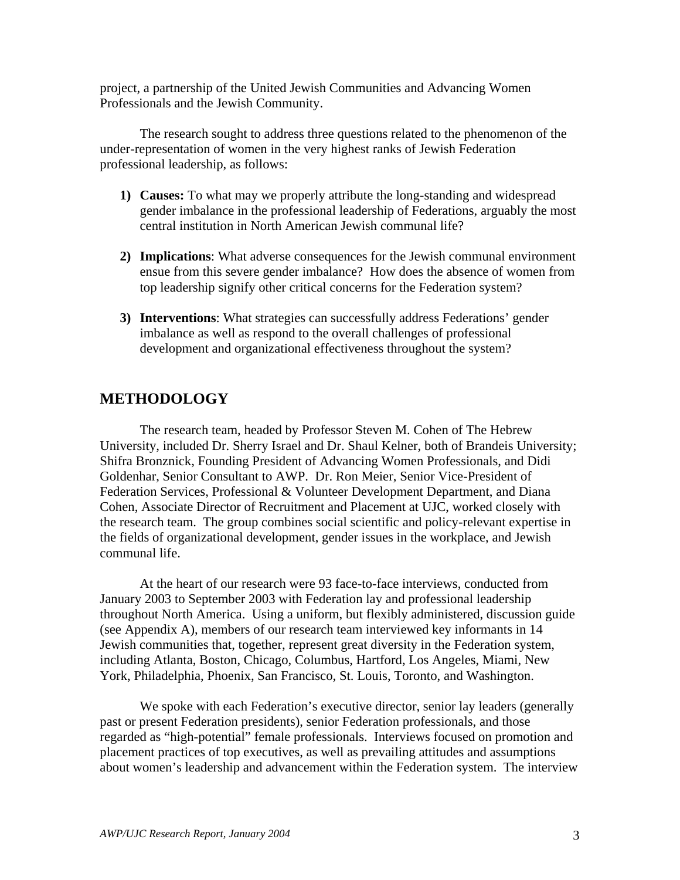project, a partnership of the United Jewish Communities and Advancing Women Professionals and the Jewish Community.

The research sought to address three questions related to the phenomenon of the under-representation of women in the very highest ranks of Jewish Federation professional leadership, as follows:

1) **Causes:** To what may we properly attribute the long-standing and widespread gender imbalance in the professional leadership of Federations, arguably the most central institution in North American Jewish communal life?

2) **Implications**: What adverse consequences for the Jewish communal environment ensue from this severe gender imbalance? How does the absence of women from top leadership signify other critical concerns for the Federation system?

3) **Interventions**: What strategies can successfully address Federations' gender imbalance as well as respond to the overall challenges of professional development and organizational effectiveness throughout the system?

## METHODOLOGY

The research team, headed by Professor Steven M. Cohen of The Hebrew University, included Dr. Sherry Israel and Dr. Shaul Kelner, both of Brandeis University; Shifra Bronznick, Founding President of Advancing Women Professionals, and Didi Goldenhar, Senior Consultant to AWP. Dr. Ron Meier, Senior Vice-President of Federation Services, Professional & Volunteer Development Department, and Diana Cohen, Associate Director of Recruitment and Placement at UJC, worked closely with the research team. The group combines social scientific and policy-relevant expertise in the fields of organizational development, gender issues in the workplace, and Jewish communal life.

At the heart of our research were 93 face-to-face interviews, conducted from January 2003 to September 2003 with Federation lay and professional leadership throughout North America. Using a uniform, but flexibly administered, discussion guide (see Appendix A), members of our research team interviewed key informants in 14 Jewish communities that, together, represent great diversity in the Federation system, including Atlanta, Boston, Chicago, Columbus, Hartford, Los Angeles, Miami, New York, Philadelphia, Phoenix, San Francisco, St. Louis, Toronto, and Washington.

We spoke with each Federation's executive director, senior lay leaders (generally past or present Federation presidents), senior Federation professionals, and those regarded as "high-potential" female professionals. Interviews focused on promotion and placement practices of top executives, as well as prevailing attitudes and assumptions about women's leadership and advancement within the Federation system. The interview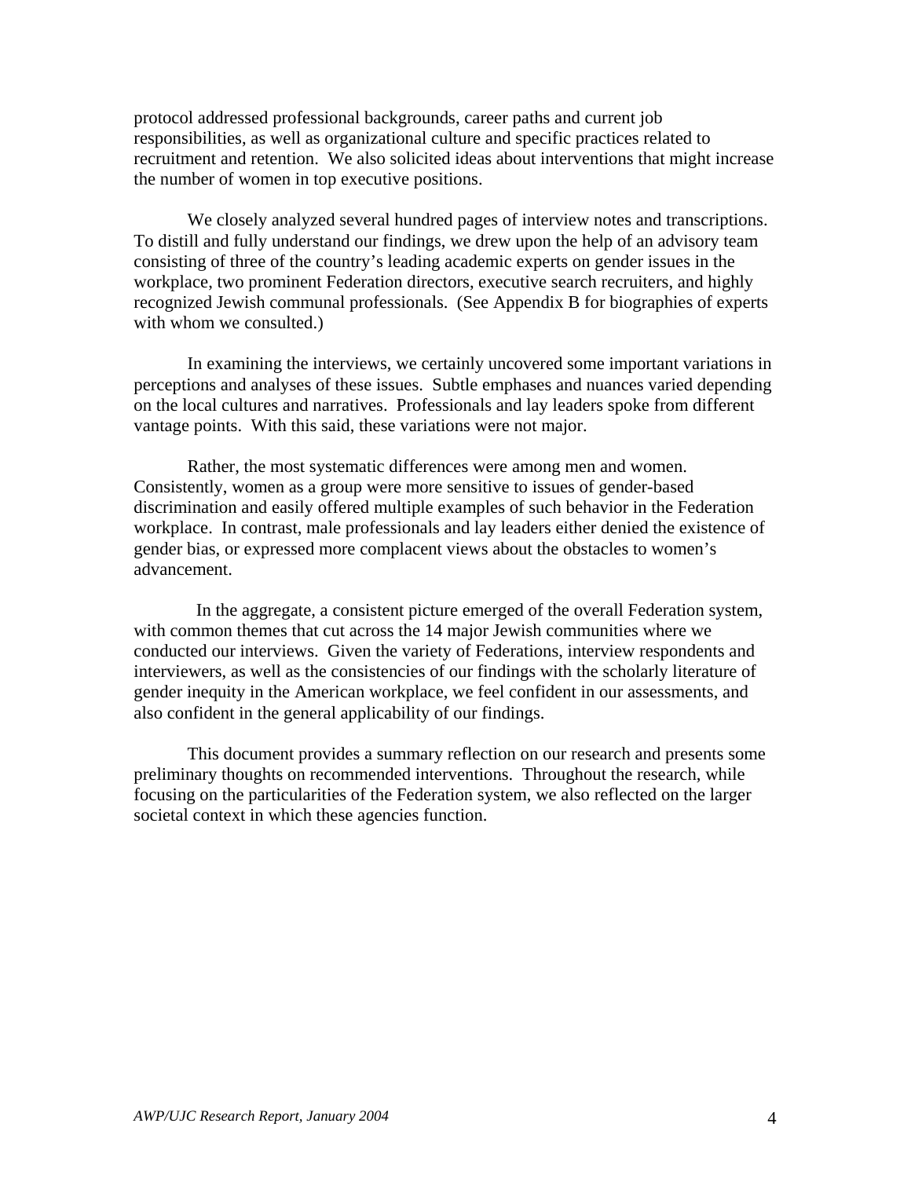protocol addressed professional backgrounds, career paths and current job responsibilities, as well as organizational culture and specific practices related to recruitment and retention. We also solicited ideas about interventions that might increase the number of women in top executive positions.

We closely analyzed several hundred pages of interview notes and transcriptions. To distill and fully understand our findings, we drew upon the help of an advisory team consisting of three of the country's leading academic experts on gender issues in the workplace, two prominent Federation directors, executive search recruiters, and highly recognized Jewish communal professionals. (See Appendix B for biographies of experts with whom we consulted.)

In examining the interviews, we certainly uncovered some important variations in perceptions and analyses of these issues. Subtle emphases and nuances varied depending on the local cultures and narratives. Professionals and lay leaders spoke from different vantage points. With this said, these variations were not major.

Rather, the most systematic differences were among men and women. Consistently, women as a group were more sensitive to issues of gender-based discrimination and easily offered multiple examples of such behavior in the Federation workplace. In contrast, male professionals and lay leaders either denied the existence of gender bias, or expressed more complacent views about the obstacles to women's advancement.

In the aggregate, a consistent picture emerged of the overall Federation system, with common themes that cut across the 14 major Jewish communities where we conducted our interviews. Given the variety of Federations, interview respondents and interviewers, as well as the consistencies of our findings with the scholarly literature of gender inequity in the American workplace, we feel confident in our assessments, and also confident in the general applicability of our findings.

This document provides a summary reflection on our research and presents some preliminary thoughts on recommended interventions. Throughout the research, while focusing on the particularities of the Federation system, we also reflected on the larger societal context in which these agencies function.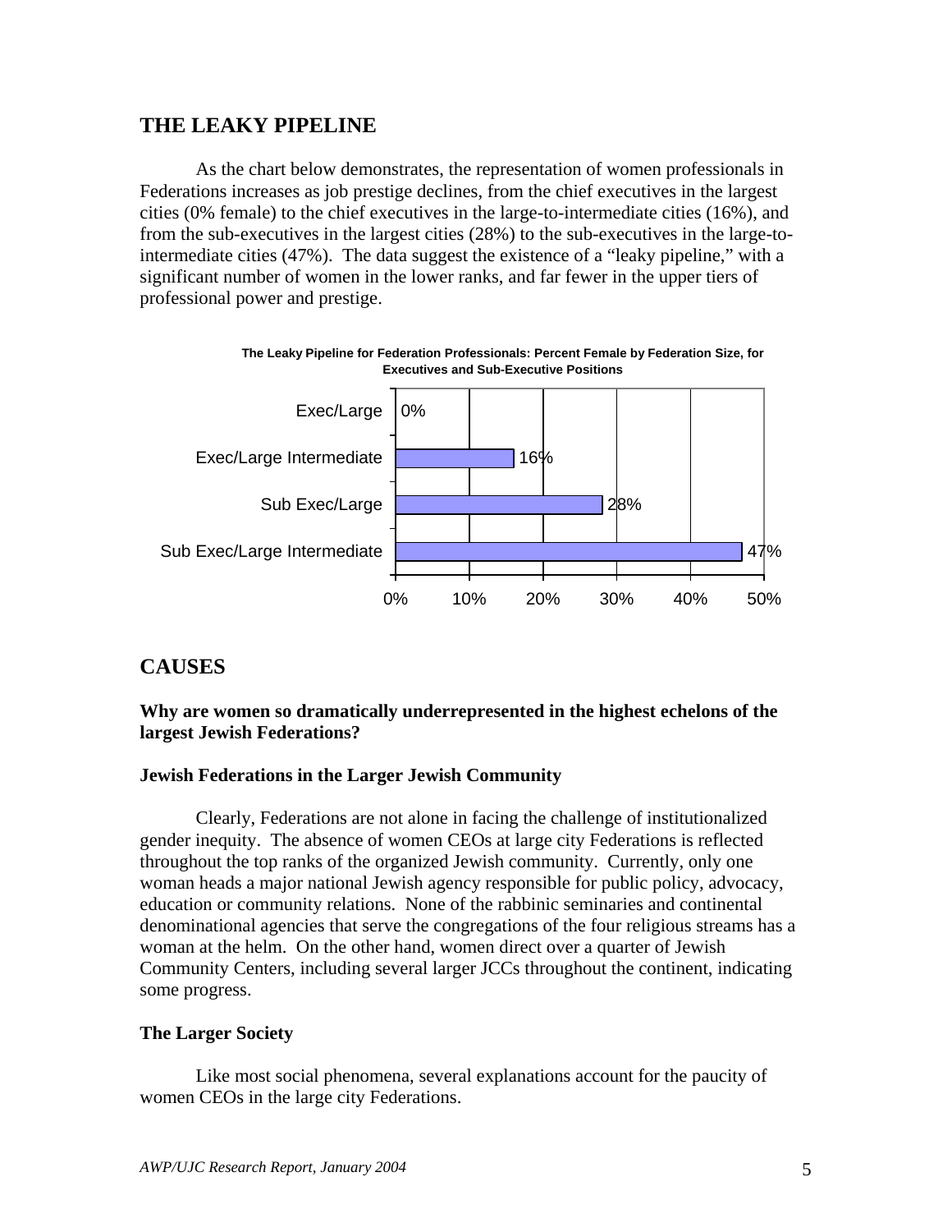## THE LEAKY PIPELINE

As the chart below demonstrates, the representation of women professionals in Federations increases as job prestige declines, from the chief executives in the largest cities (0% female) to the chief executives in the large-to-intermediate cities (16%), and from the sub-executives in the largest cities (28%) to the sub-executives in the large-to-intermediate cities (47%). The data suggest the existence of a "leaky pipeline," with a significant number of women in the lower ranks, and far fewer in the upper tiers of professional power and prestige.

**The Leaky Pipeline for Federation Professionals: Percent Female by Federation Size, for Executives and Sub-Executive Positions**

| Position | Percent Female |
| --- | --- |
| Exec/Large | 0% |
| Exec/Large Intermediate | 16% |
| Sub Exec/Large | 28% |
| Sub Exec/Large Intermediate | 47% |

## CAUSES

**Why are women so dramatically underrepresented in the highest echelons of the largest Jewish Federations?**

### Jewish Federations in the Larger Jewish Community

Clearly, Federations are not alone in facing the challenge of institutionalized gender inequity. The absence of women CEOs at large city Federations is reflected throughout the top ranks of the organized Jewish community. Currently, only one woman heads a major national Jewish agency responsible for public policy, advocacy, education or community relations. None of the rabbinic seminaries and continental denominational agencies that serve the congregations of the four religious streams has a woman at the helm. On the other hand, women direct over a quarter of Jewish Community Centers, including several larger JCCs throughout the continent, indicating some progress.

### The Larger Society

Like most social phenomena, several explanations account for the paucity of women CEOs in the large city Federations.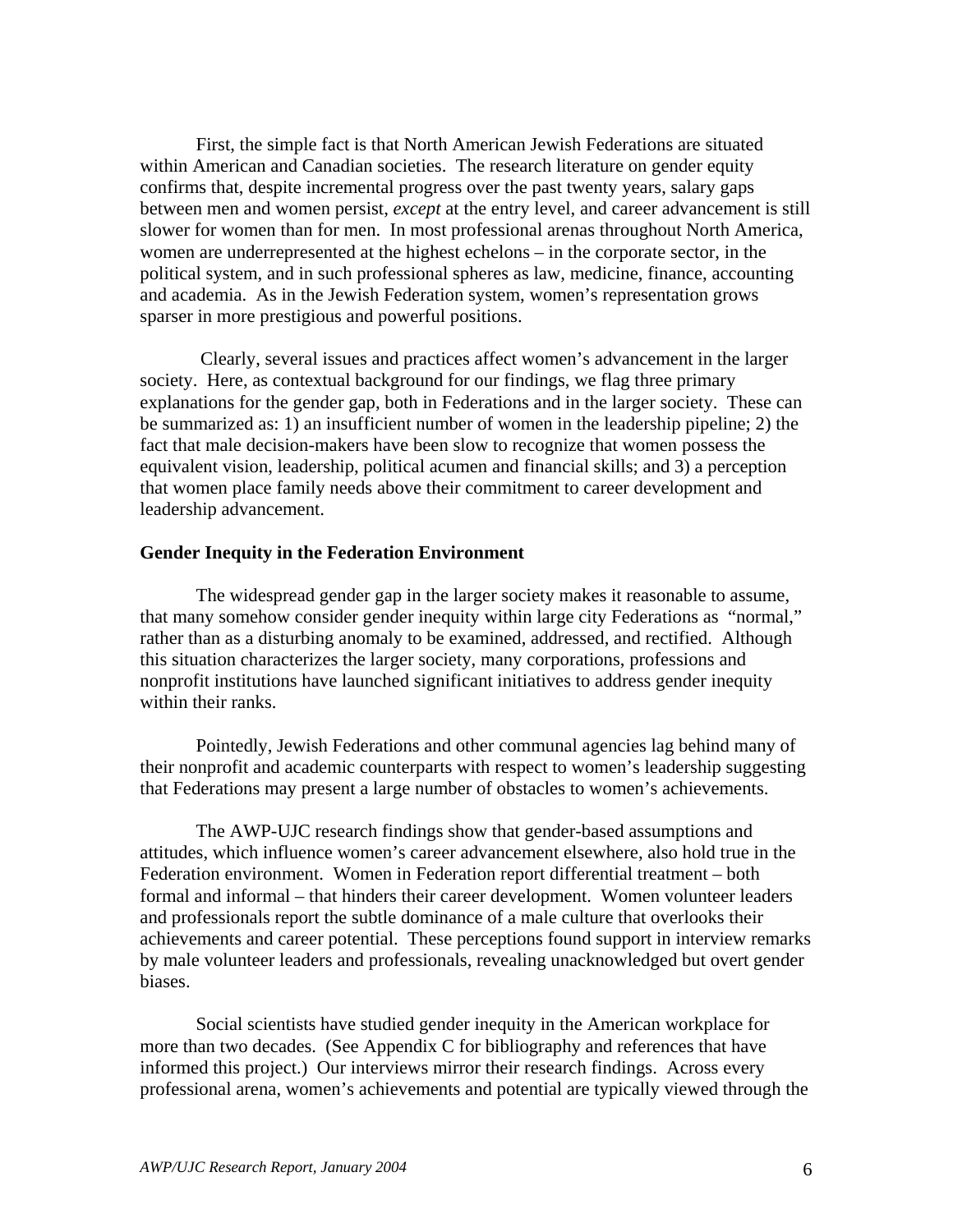First, the simple fact is that North American Jewish Federations are situated within American and Canadian societies. The research literature on gender equity confirms that, despite incremental progress over the past twenty years, salary gaps between men and women persist, *except* at the entry level, and career advancement is still slower for women than for men. In most professional arenas throughout North America, women are underrepresented at the highest echelons – in the corporate sector, in the political system, and in such professional spheres as law, medicine, finance, accounting and academia. As in the Jewish Federation system, women's representation grows sparser in more prestigious and powerful positions.

Clearly, several issues and practices affect women's advancement in the larger society. Here, as contextual background for our findings, we flag three primary explanations for the gender gap, both in Federations and in the larger society. These can be summarized as: 1) an insufficient number of women in the leadership pipeline; 2) the fact that male decision-makers have been slow to recognize that women possess the equivalent vision, leadership, political acumen and financial skills; and 3) a perception that women place family needs above their commitment to career development and leadership advancement.

**Gender Inequity in the Federation Environment**

The widespread gender gap in the larger society makes it reasonable to assume, that many somehow consider gender inequity within large city Federations as "normal," rather than as a disturbing anomaly to be examined, addressed, and rectified. Although this situation characterizes the larger society, many corporations, professions and nonprofit institutions have launched significant initiatives to address gender inequity within their ranks.

Pointedly, Jewish Federations and other communal agencies lag behind many of their nonprofit and academic counterparts with respect to women's leadership suggesting that Federations may present a large number of obstacles to women's achievements.

The AWP-UJC research findings show that gender-based assumptions and attitudes, which influence women's career advancement elsewhere, also hold true in the Federation environment. Women in Federation report differential treatment – both formal and informal – that hinders their career development. Women volunteer leaders and professionals report the subtle dominance of a male culture that overlooks their achievements and career potential. These perceptions found support in interview remarks by male volunteer leaders and professionals, revealing unacknowledged but overt gender biases.

Social scientists have studied gender inequity in the American workplace for more than two decades. (See Appendix C for bibliography and references that have informed this project.) Our interviews mirror their research findings. Across every professional arena, women's achievements and potential are typically viewed through the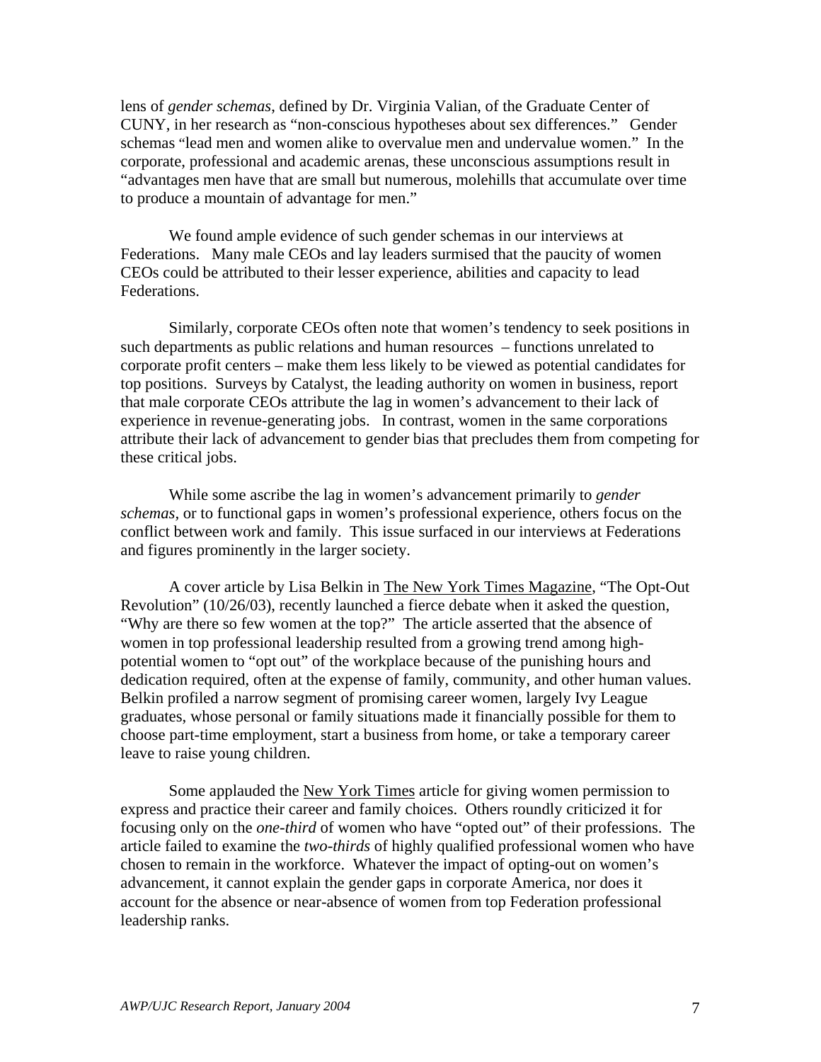lens of *gender schemas*, defined by Dr. Virginia Valian, of the Graduate Center of CUNY, in her research as "non-conscious hypotheses about sex differences." Gender schemas "lead men and women alike to overvalue men and undervalue women." In the corporate, professional and academic arenas, these unconscious assumptions result in "advantages men have that are small but numerous, molehills that accumulate over time to produce a mountain of advantage for men."

We found ample evidence of such gender schemas in our interviews at Federations. Many male CEOs and lay leaders surmised that the paucity of women CEOs could be attributed to their lesser experience, abilities and capacity to lead Federations.

Similarly, corporate CEOs often note that women's tendency to seek positions in such departments as public relations and human resources – functions unrelated to corporate profit centers – make them less likely to be viewed as potential candidates for top positions. Surveys by Catalyst, the leading authority on women in business, report that male corporate CEOs attribute the lag in women's advancement to their lack of experience in revenue-generating jobs. In contrast, women in the same corporations attribute their lack of advancement to gender bias that precludes them from competing for these critical jobs.

While some ascribe the lag in women's advancement primarily to *gender schemas*, or to functional gaps in women's professional experience, others focus on the conflict between work and family. This issue surfaced in our interviews at Federations and figures prominently in the larger society.

A cover article by Lisa Belkin in The New York Times Magazine, "The Opt-Out Revolution" (10/26/03), recently launched a fierce debate when it asked the question, "Why are there so few women at the top?" The article asserted that the absence of women in top professional leadership resulted from a growing trend among high-potential women to "opt out" of the workplace because of the punishing hours and dedication required, often at the expense of family, community, and other human values. Belkin profiled a narrow segment of promising career women, largely Ivy League graduates, whose personal or family situations made it financially possible for them to choose part-time employment, start a business from home, or take a temporary career leave to raise young children.

Some applauded the New York Times article for giving women permission to express and practice their career and family choices. Others roundly criticized it for focusing only on the *one-third* of women who have "opted out" of their professions. The article failed to examine the *two-thirds* of highly qualified professional women who have chosen to remain in the workforce. Whatever the impact of opting-out on women's advancement, it cannot explain the gender gaps in corporate America, nor does it account for the absence or near-absence of women from top Federation professional leadership ranks.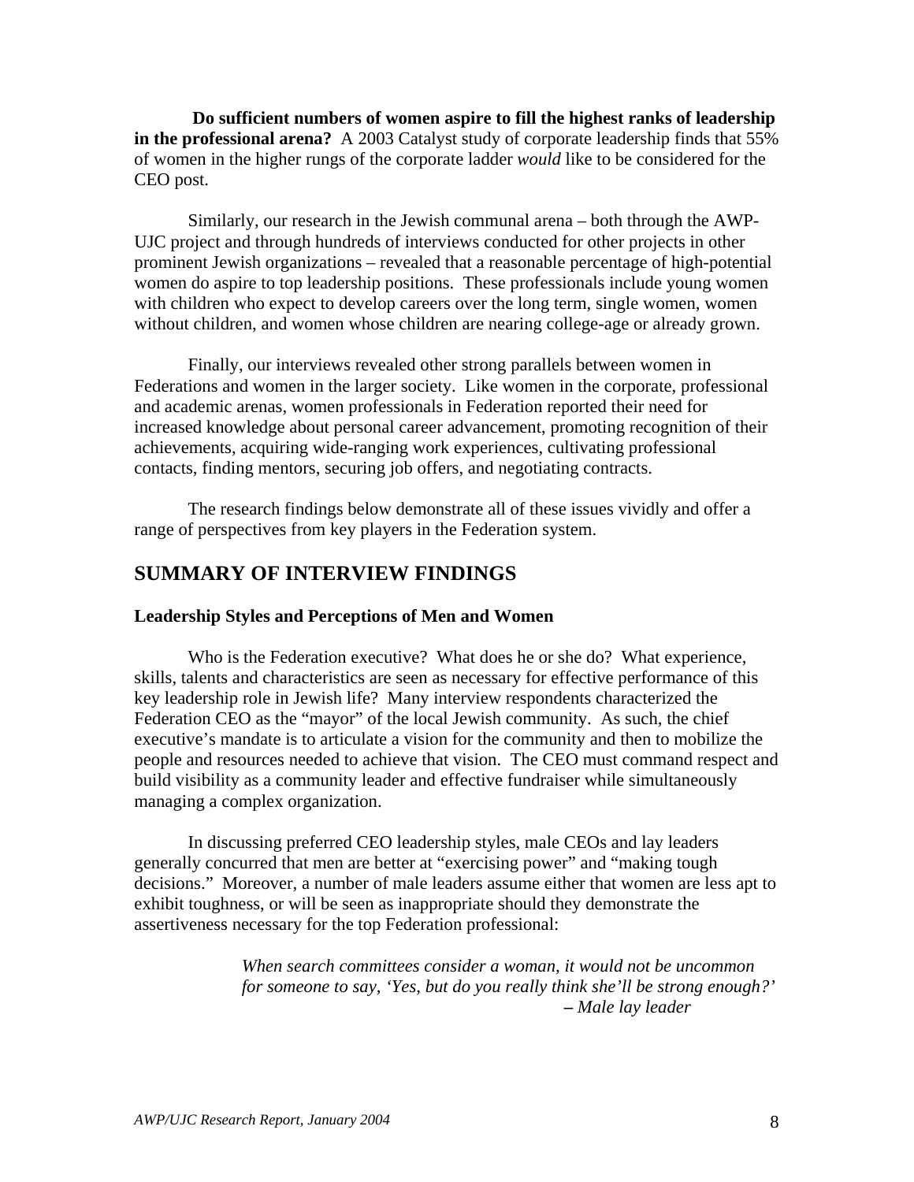**Do sufficient numbers of women aspire to fill the highest ranks of leadership in the professional arena?** A 2003 Catalyst study of corporate leadership finds that 55% of women in the higher rungs of the corporate ladder *would* like to be considered for the CEO post.

Similarly, our research in the Jewish communal arena – both through the AWP-UJC project and through hundreds of interviews conducted for other projects in other prominent Jewish organizations – revealed that a reasonable percentage of high-potential women do aspire to top leadership positions. These professionals include young women with children who expect to develop careers over the long term, single women, women without children, and women whose children are nearing college-age or already grown.

Finally, our interviews revealed other strong parallels between women in Federations and women in the larger society. Like women in the corporate, professional and academic arenas, women professionals in Federation reported their need for increased knowledge about personal career advancement, promoting recognition of their achievements, acquiring wide-ranging work experiences, cultivating professional contacts, finding mentors, securing job offers, and negotiating contracts.

The research findings below demonstrate all of these issues vividly and offer a range of perspectives from key players in the Federation system.

## SUMMARY OF INTERVIEW FINDINGS

### Leadership Styles and Perceptions of Men and Women

Who is the Federation executive? What does he or she do? What experience, skills, talents and characteristics are seen as necessary for effective performance of this key leadership role in Jewish life? Many interview respondents characterized the Federation CEO as the "mayor" of the local Jewish community. As such, the chief executive's mandate is to articulate a vision for the community and then to mobilize the people and resources needed to achieve that vision. The CEO must command respect and build visibility as a community leader and effective fundraiser while simultaneously managing a complex organization.

In discussing preferred CEO leadership styles, male CEOs and lay leaders generally concurred that men are better at "exercising power" and "making tough decisions." Moreover, a number of male leaders assume either that women are less apt to exhibit toughness, or will be seen as inappropriate should they demonstrate the assertiveness necessary for the top Federation professional:

> *When search committees consider a woman, it would not be uncommon for someone to say, 'Yes, but do you really think she'll be strong enough?'*
> *– Male lay leader*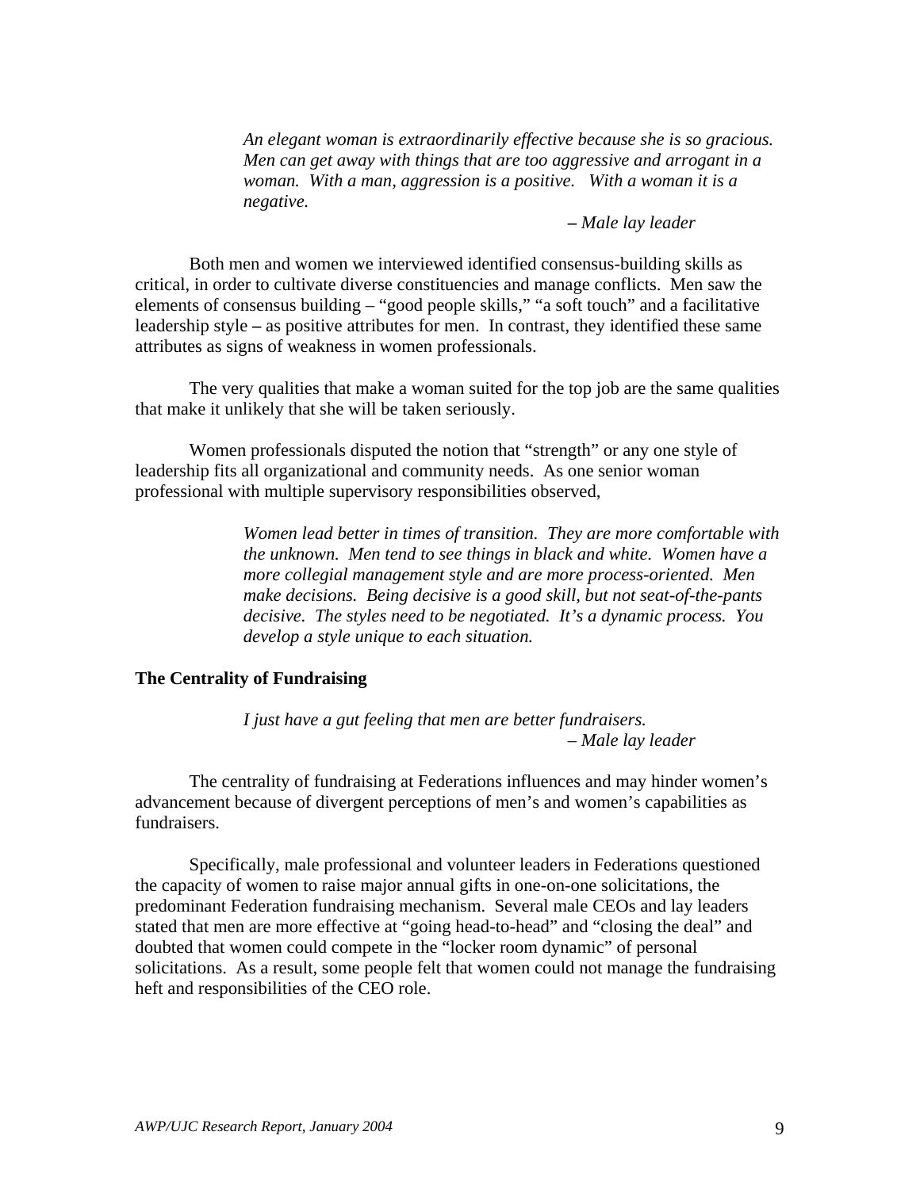> *An elegant woman is extraordinarily effective because she is so gracious. Men can get away with things that are too aggressive and arrogant in a woman. With a man, aggression is a positive. With a woman it is a negative.*
>
> *– Male lay leader*

Both men and women we interviewed identified consensus-building skills as critical, in order to cultivate diverse constituencies and manage conflicts. Men saw the elements of consensus building – "good people skills," "a soft touch" and a facilitative leadership style – as positive attributes for men. In contrast, they identified these same attributes as signs of weakness in women professionals.

The very qualities that make a woman suited for the top job are the same qualities that make it unlikely that she will be taken seriously.

Women professionals disputed the notion that "strength" or any one style of leadership fits all organizational and community needs. As one senior woman professional with multiple supervisory responsibilities observed,

> *Women lead better in times of transition. They are more comfortable with the unknown. Men tend to see things in black and white. Women have a more collegial management style and are more process-oriented. Men make decisions. Being decisive is a good skill, but not seat-of-the-pants decisive. The styles need to be negotiated. It's a dynamic process. You develop a style unique to each situation.*

**The Centrality of Fundraising**

> *I just have a gut feeling that men are better fundraisers.*
>
> *– Male lay leader*

The centrality of fundraising at Federations influences and may hinder women's advancement because of divergent perceptions of men's and women's capabilities as fundraisers.

Specifically, male professional and volunteer leaders in Federations questioned the capacity of women to raise major annual gifts in one-on-one solicitations, the predominant Federation fundraising mechanism. Several male CEOs and lay leaders stated that men are more effective at "going head-to-head" and "closing the deal" and doubted that women could compete in the "locker room dynamic" of personal solicitations. As a result, some people felt that women could not manage the fundraising heft and responsibilities of the CEO role.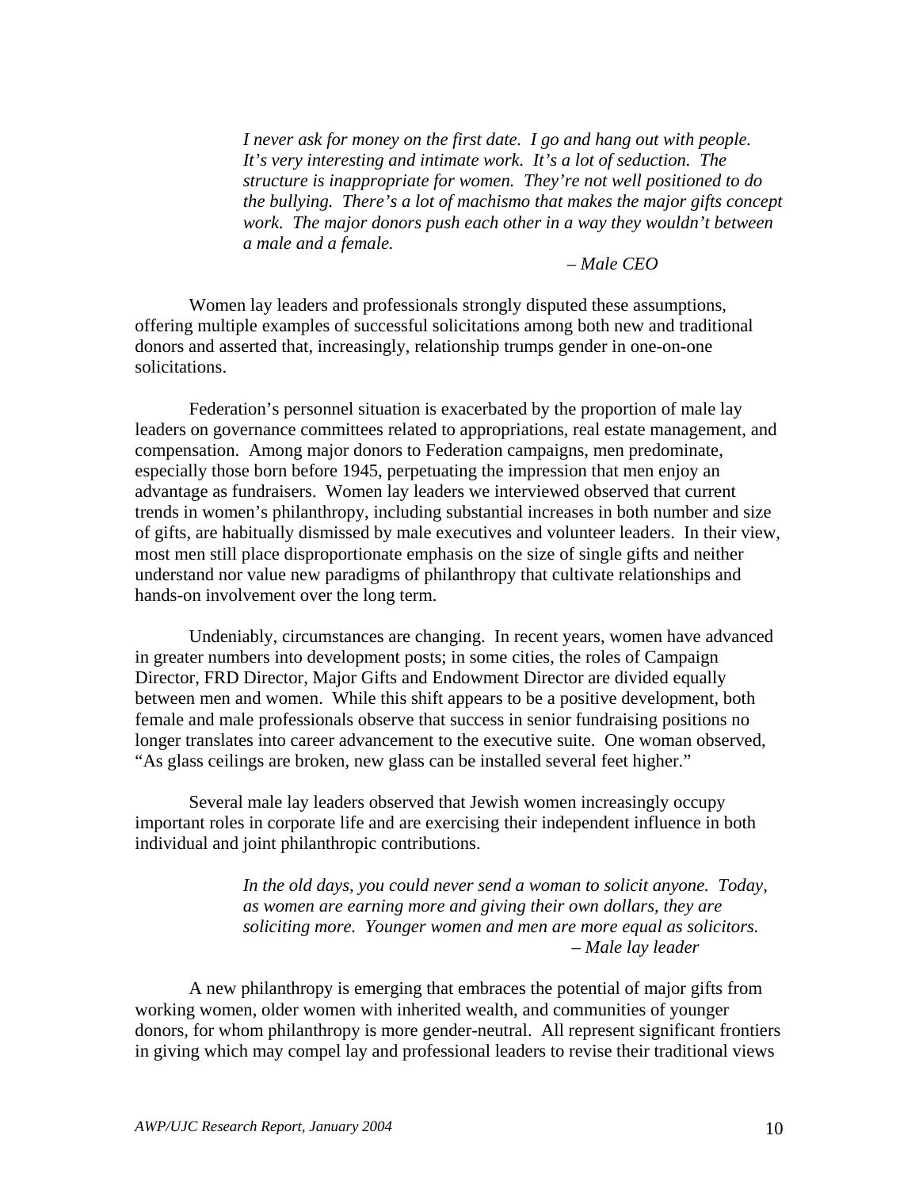> *I never ask for money on the first date. I go and hang out with people. It's very interesting and intimate work. It's a lot of seduction. The structure is inappropriate for women. They're not well positioned to do the bullying. There's a lot of machismo that makes the major gifts concept work. The major donors push each other in a way they wouldn't between a male and a female.*
>
> *– Male CEO*

Women lay leaders and professionals strongly disputed these assumptions, offering multiple examples of successful solicitations among both new and traditional donors and asserted that, increasingly, relationship trumps gender in one-on-one solicitations.

Federation's personnel situation is exacerbated by the proportion of male lay leaders on governance committees related to appropriations, real estate management, and compensation. Among major donors to Federation campaigns, men predominate, especially those born before 1945, perpetuating the impression that men enjoy an advantage as fundraisers. Women lay leaders we interviewed observed that current trends in women's philanthropy, including substantial increases in both number and size of gifts, are habitually dismissed by male executives and volunteer leaders. In their view, most men still place disproportionate emphasis on the size of single gifts and neither understand nor value new paradigms of philanthropy that cultivate relationships and hands-on involvement over the long term.

Undeniably, circumstances are changing. In recent years, women have advanced in greater numbers into development posts; in some cities, the roles of Campaign Director, FRD Director, Major Gifts and Endowment Director are divided equally between men and women. While this shift appears to be a positive development, both female and male professionals observe that success in senior fundraising positions no longer translates into career advancement to the executive suite. One woman observed, "As glass ceilings are broken, new glass can be installed several feet higher."

Several male lay leaders observed that Jewish women increasingly occupy important roles in corporate life and are exercising their independent influence in both individual and joint philanthropic contributions.

> *In the old days, you could never send a woman to solicit anyone. Today, as women are earning more and giving their own dollars, they are soliciting more. Younger women and men are more equal as solicitors.*
>
> *– Male lay leader*

A new philanthropy is emerging that embraces the potential of major gifts from working women, older women with inherited wealth, and communities of younger donors, for whom philanthropy is more gender-neutral. All represent significant frontiers in giving which may compel lay and professional leaders to revise their traditional views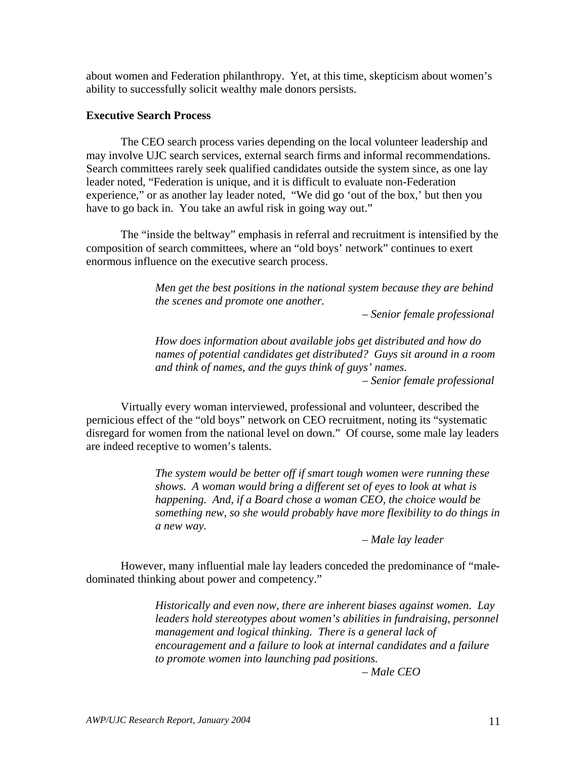about women and Federation philanthropy. Yet, at this time, skepticism about women's ability to successfully solicit wealthy male donors persists.

**Executive Search Process**

The CEO search process varies depending on the local volunteer leadership and may involve UJC search services, external search firms and informal recommendations. Search committees rarely seek qualified candidates outside the system since, as one lay leader noted, "Federation is unique, and it is difficult to evaluate non-Federation experience," or as another lay leader noted, "We did go 'out of the box,' but then you have to go back in. You take an awful risk in going way out."

The "inside the beltway" emphasis in referral and recruitment is intensified by the composition of search committees, where an "old boys' network" continues to exert enormous influence on the executive search process.

> *Men get the best positions in the national system because they are behind the scenes and promote one another.*
>
> *– Senior female professional*

> *How does information about available jobs get distributed and how do names of potential candidates get distributed? Guys sit around in a room and think of names, and the guys think of guys' names.*
>
> *– Senior female professional*

Virtually every woman interviewed, professional and volunteer, described the pernicious effect of the "old boys" network on CEO recruitment, noting its "systematic disregard for women from the national level on down." Of course, some male lay leaders are indeed receptive to women's talents.

> *The system would be better off if smart tough women were running these shows. A woman would bring a different set of eyes to look at what is happening. And, if a Board chose a woman CEO, the choice would be something new, so she would probably have more flexibility to do things in a new way.*
>
> *– Male lay leader*

However, many influential male lay leaders conceded the predominance of "male-dominated thinking about power and competency."

> *Historically and even now, there are inherent biases against women. Lay leaders hold stereotypes about women's abilities in fundraising, personnel management and logical thinking. There is a general lack of encouragement and a failure to look at internal candidates and a failure to promote women into launching pad positions.*
>
> *– Male CEO*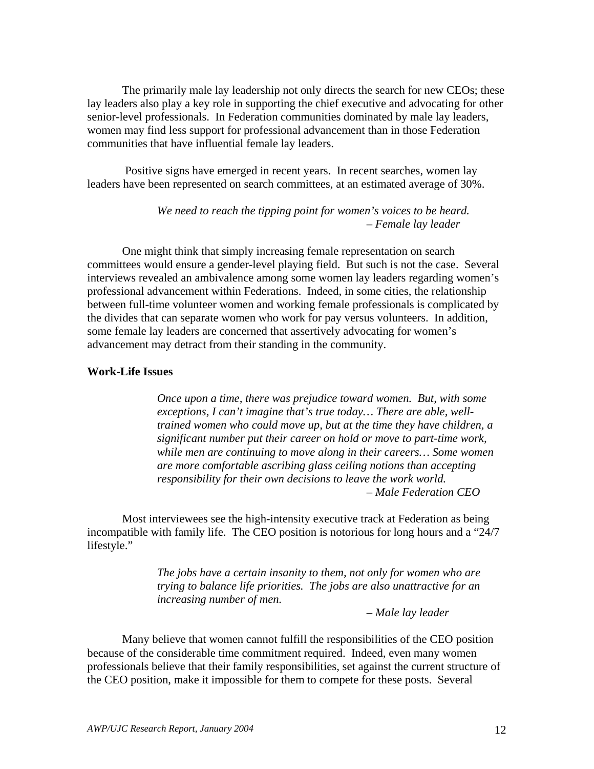The primarily male lay leadership not only directs the search for new CEOs; these lay leaders also play a key role in supporting the chief executive and advocating for other senior-level professionals. In Federation communities dominated by male lay leaders, women may find less support for professional advancement than in those Federation communities that have influential female lay leaders.

Positive signs have emerged in recent years. In recent searches, women lay leaders have been represented on search committees, at an estimated average of 30%.

> *We need to reach the tipping point for women's voices to be heard.*
> *– Female lay leader*

One might think that simply increasing female representation on search committees would ensure a gender-level playing field. But such is not the case. Several interviews revealed an ambivalence among some women lay leaders regarding women's professional advancement within Federations. Indeed, in some cities, the relationship between full-time volunteer women and working female professionals is complicated by the divides that can separate women who work for pay versus volunteers. In addition, some female lay leaders are concerned that assertively advocating for women's advancement may detract from their standing in the community.

**Work-Life Issues**

> *Once upon a time, there was prejudice toward women. But, with some exceptions, I can't imagine that's true today… There are able, well-trained women who could move up, but at the time they have children, a significant number put their career on hold or move to part-time work, while men are continuing to move along in their careers… Some women are more comfortable ascribing glass ceiling notions than accepting responsibility for their own decisions to leave the work world.*
> *– Male Federation CEO*

Most interviewees see the high-intensity executive track at Federation as being incompatible with family life. The CEO position is notorious for long hours and a "24/7 lifestyle."

> *The jobs have a certain insanity to them, not only for women who are trying to balance life priorities. The jobs are also unattractive for an increasing number of men.*
> *– Male lay leader*

Many believe that women cannot fulfill the responsibilities of the CEO position because of the considerable time commitment required. Indeed, even many women professionals believe that their family responsibilities, set against the current structure of the CEO position, make it impossible for them to compete for these posts. Several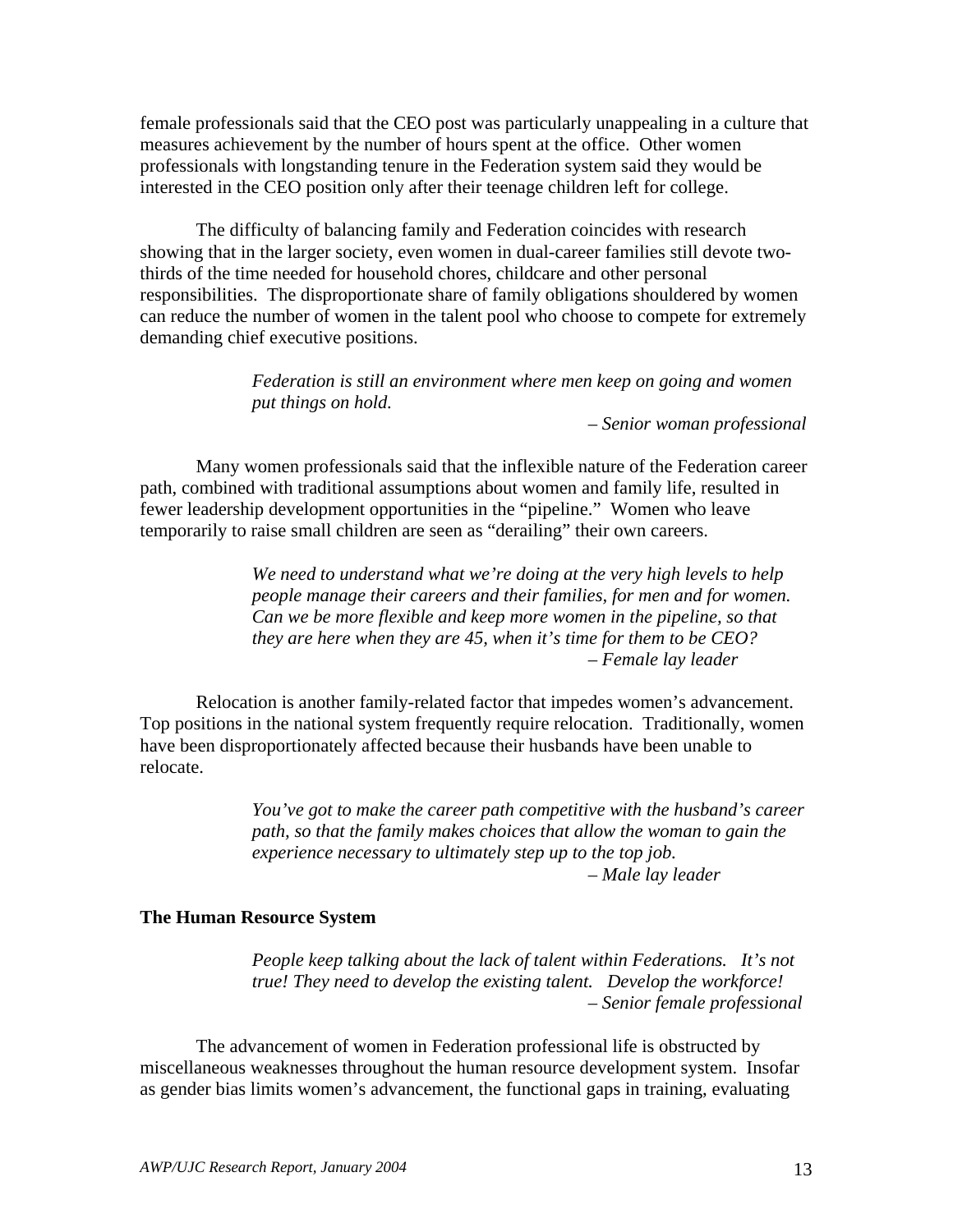female professionals said that the CEO post was particularly unappealing in a culture that measures achievement by the number of hours spent at the office. Other women professionals with longstanding tenure in the Federation system said they would be interested in the CEO position only after their teenage children left for college.

The difficulty of balancing family and Federation coincides with research showing that in the larger society, even women in dual-career families still devote two-thirds of the time needed for household chores, childcare and other personal responsibilities. The disproportionate share of family obligations shouldered by women can reduce the number of women in the talent pool who choose to compete for extremely demanding chief executive positions.

> *Federation is still an environment where men keep on going and women put things on hold.*
>
> *– Senior woman professional*

Many women professionals said that the inflexible nature of the Federation career path, combined with traditional assumptions about women and family life, resulted in fewer leadership development opportunities in the "pipeline." Women who leave temporarily to raise small children are seen as "derailing" their own careers.

> *We need to understand what we're doing at the very high levels to help people manage their careers and their families, for men and for women. Can we be more flexible and keep more women in the pipeline, so that they are here when they are 45, when it's time for them to be CEO?*
>
> *– Female lay leader*

Relocation is another family-related factor that impedes women's advancement. Top positions in the national system frequently require relocation. Traditionally, women have been disproportionately affected because their husbands have been unable to relocate.

> *You've got to make the career path competitive with the husband's career path, so that the family makes choices that allow the woman to gain the experience necessary to ultimately step up to the top job.*
>
> *– Male lay leader*

**The Human Resource System**

> *People keep talking about the lack of talent within Federations. It's not true! They need to develop the existing talent. Develop the workforce!*
>
> *– Senior female professional*

The advancement of women in Federation professional life is obstructed by miscellaneous weaknesses throughout the human resource development system. Insofar as gender bias limits women's advancement, the functional gaps in training, evaluating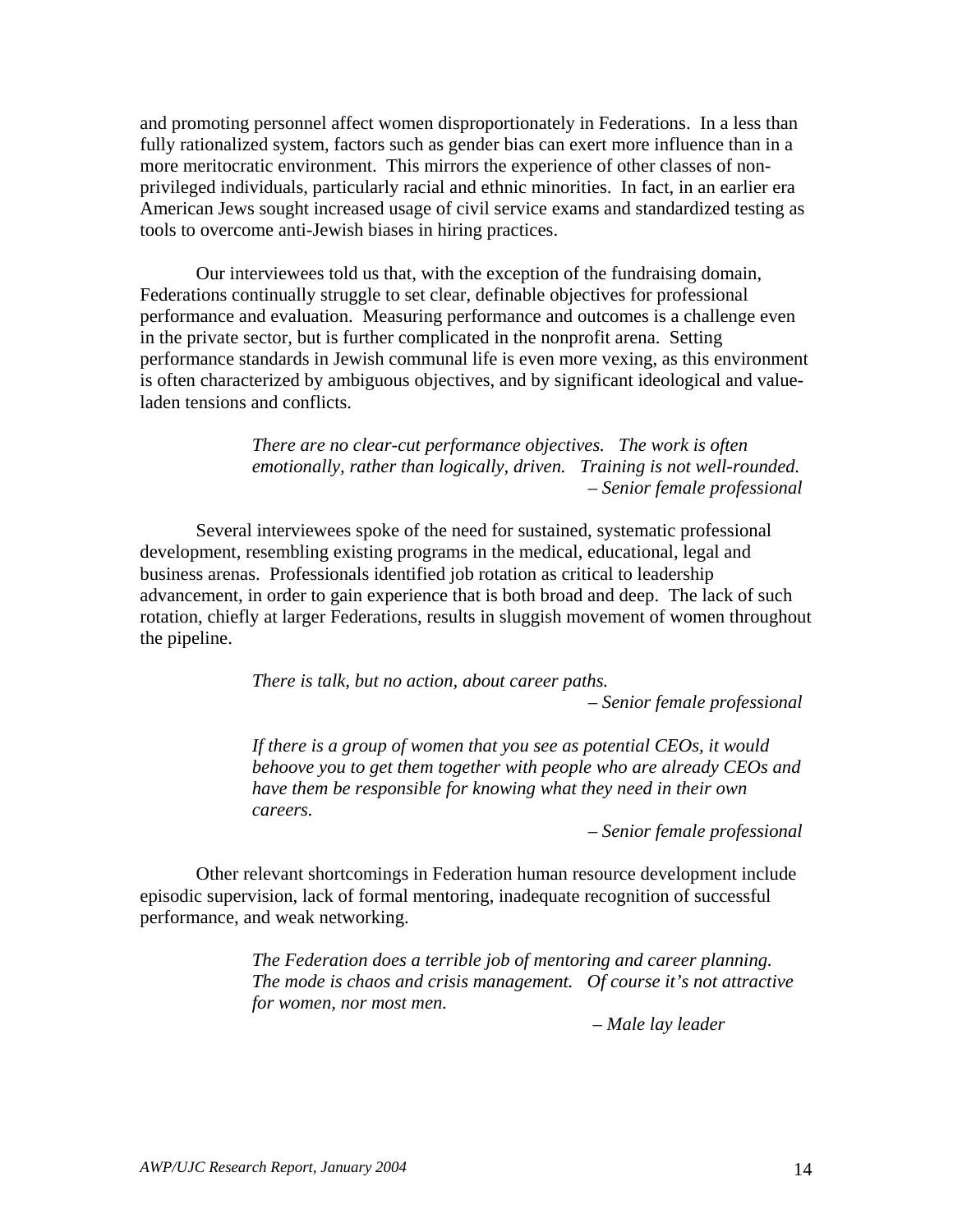and promoting personnel affect women disproportionately in Federations. In a less than fully rationalized system, factors such as gender bias can exert more influence than in a more meritocratic environment. This mirrors the experience of other classes of non-privileged individuals, particularly racial and ethnic minorities. In fact, in an earlier era American Jews sought increased usage of civil service exams and standardized testing as tools to overcome anti-Jewish biases in hiring practices.

Our interviewees told us that, with the exception of the fundraising domain, Federations continually struggle to set clear, definable objectives for professional performance and evaluation. Measuring performance and outcomes is a challenge even in the private sector, but is further complicated in the nonprofit arena. Setting performance standards in Jewish communal life is even more vexing, as this environment is often characterized by ambiguous objectives, and by significant ideological and value-laden tensions and conflicts.

> *There are no clear-cut performance objectives. The work is often emotionally, rather than logically, driven. Training is not well-rounded.*
> *– Senior female professional*

Several interviewees spoke of the need for sustained, systematic professional development, resembling existing programs in the medical, educational, legal and business arenas. Professionals identified job rotation as critical to leadership advancement, in order to gain experience that is both broad and deep. The lack of such rotation, chiefly at larger Federations, results in sluggish movement of women throughout the pipeline.

> *There is talk, but no action, about career paths.*
> *– Senior female professional*

> *If there is a group of women that you see as potential CEOs, it would behoove you to get them together with people who are already CEOs and have them be responsible for knowing what they need in their own careers.*
> *– Senior female professional*

Other relevant shortcomings in Federation human resource development include episodic supervision, lack of formal mentoring, inadequate recognition of successful performance, and weak networking.

> *The Federation does a terrible job of mentoring and career planning. The mode is chaos and crisis management. Of course it's not attractive for women, nor most men.*
> *– Male lay leader*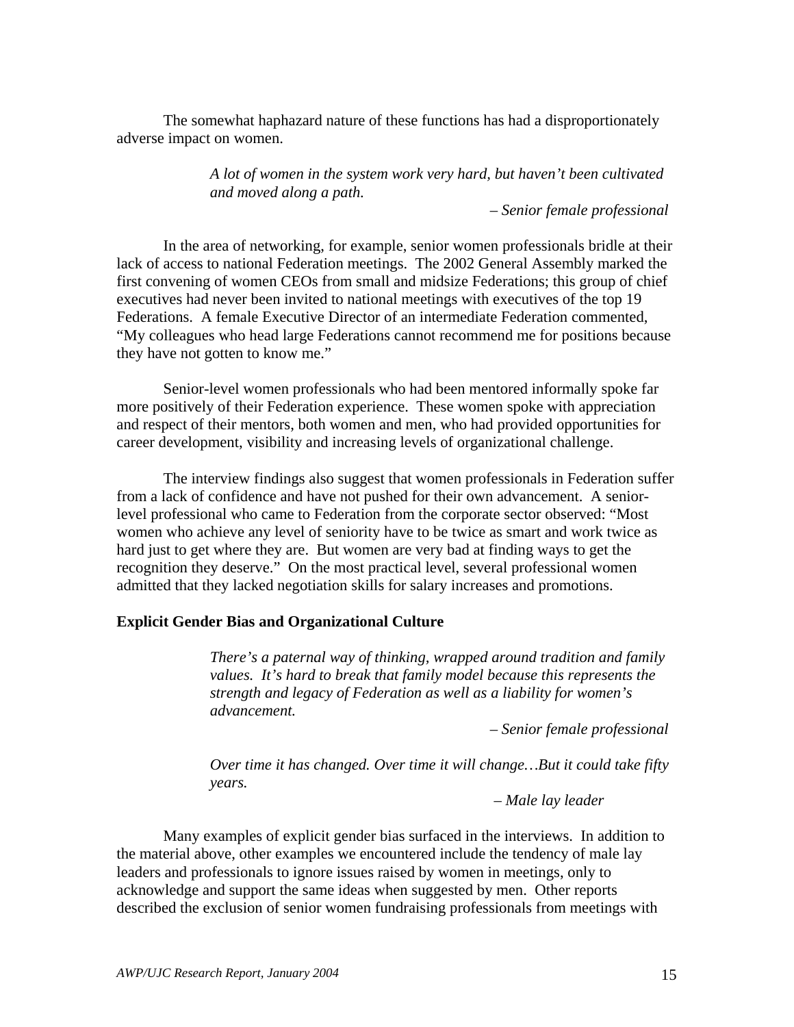The somewhat haphazard nature of these functions has had a disproportionately adverse impact on women.

> *A lot of women in the system work very hard, but haven't been cultivated and moved along a path.*
>
> *– Senior female professional*

In the area of networking, for example, senior women professionals bridle at their lack of access to national Federation meetings. The 2002 General Assembly marked the first convening of women CEOs from small and midsize Federations; this group of chief executives had never been invited to national meetings with executives of the top 19 Federations. A female Executive Director of an intermediate Federation commented, "My colleagues who head large Federations cannot recommend me for positions because they have not gotten to know me."

Senior-level women professionals who had been mentored informally spoke far more positively of their Federation experience. These women spoke with appreciation and respect of their mentors, both women and men, who had provided opportunities for career development, visibility and increasing levels of organizational challenge.

The interview findings also suggest that women professionals in Federation suffer from a lack of confidence and have not pushed for their own advancement. A senior-level professional who came to Federation from the corporate sector observed: "Most women who achieve any level of seniority have to be twice as smart and work twice as hard just to get where they are. But women are very bad at finding ways to get the recognition they deserve." On the most practical level, several professional women admitted that they lacked negotiation skills for salary increases and promotions.

**Explicit Gender Bias and Organizational Culture**

> *There's a paternal way of thinking, wrapped around tradition and family values. It's hard to break that family model because this represents the strength and legacy of Federation as well as a liability for women's advancement.*
>
> *– Senior female professional*

> *Over time it has changed. Over time it will change…But it could take fifty years.*
>
> *– Male lay leader*

Many examples of explicit gender bias surfaced in the interviews. In addition to the material above, other examples we encountered include the tendency of male lay leaders and professionals to ignore issues raised by women in meetings, only to acknowledge and support the same ideas when suggested by men. Other reports described the exclusion of senior women fundraising professionals from meetings with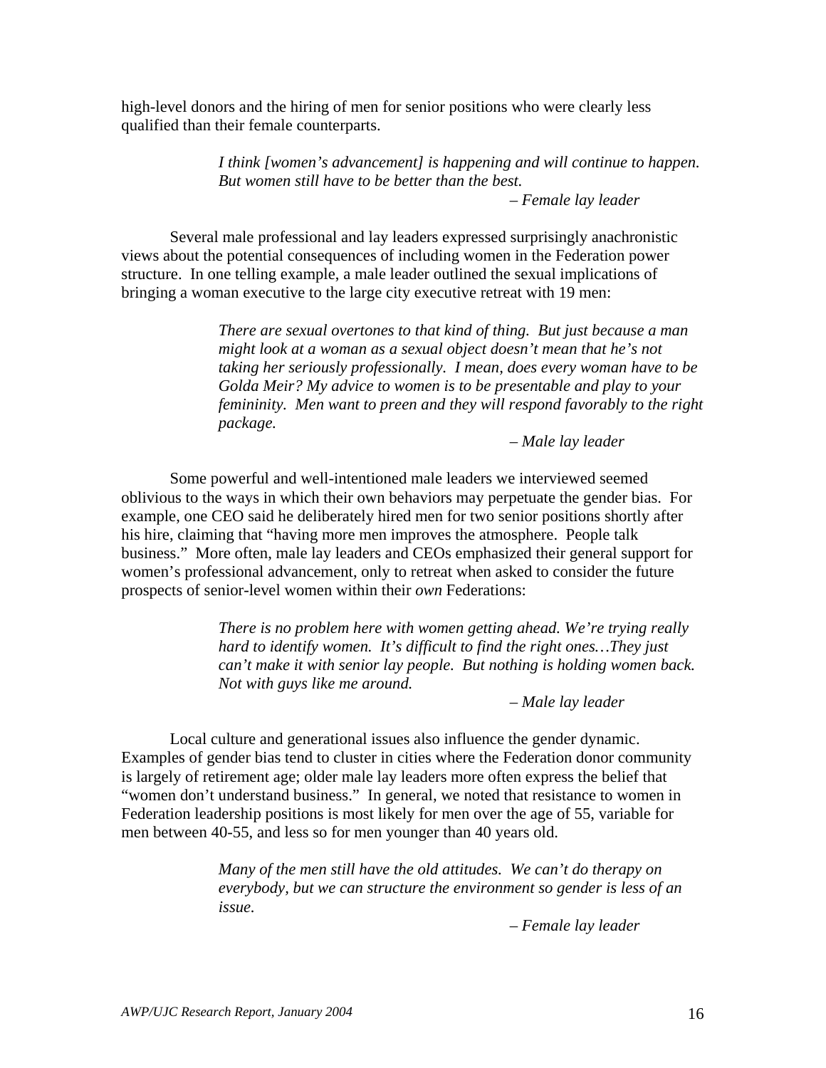high-level donors and the hiring of men for senior positions who were clearly less qualified than their female counterparts.

> *I think [women's advancement] is happening and will continue to happen. But women still have to be better than the best.*
>
> *– Female lay leader*

Several male professional and lay leaders expressed surprisingly anachronistic views about the potential consequences of including women in the Federation power structure. In one telling example, a male leader outlined the sexual implications of bringing a woman executive to the large city executive retreat with 19 men:

> *There are sexual overtones to that kind of thing. But just because a man might look at a woman as a sexual object doesn't mean that he's not taking her seriously professionally. I mean, does every woman have to be Golda Meir? My advice to women is to be presentable and play to your femininity. Men want to preen and they will respond favorably to the right package.*
>
> *– Male lay leader*

Some powerful and well-intentioned male leaders we interviewed seemed oblivious to the ways in which their own behaviors may perpetuate the gender bias. For example, one CEO said he deliberately hired men for two senior positions shortly after his hire, claiming that "having more men improves the atmosphere. People talk business." More often, male lay leaders and CEOs emphasized their general support for women's professional advancement, only to retreat when asked to consider the future prospects of senior-level women within their *own* Federations:

> *There is no problem here with women getting ahead. We're trying really hard to identify women. It's difficult to find the right ones…They just can't make it with senior lay people. But nothing is holding women back. Not with guys like me around.*
>
> *– Male lay leader*

Local culture and generational issues also influence the gender dynamic. Examples of gender bias tend to cluster in cities where the Federation donor community is largely of retirement age; older male lay leaders more often express the belief that "women don't understand business." In general, we noted that resistance to women in Federation leadership positions is most likely for men over the age of 55, variable for men between 40-55, and less so for men younger than 40 years old.

> *Many of the men still have the old attitudes. We can't do therapy on everybody, but we can structure the environment so gender is less of an issue.*
>
> *– Female lay leader*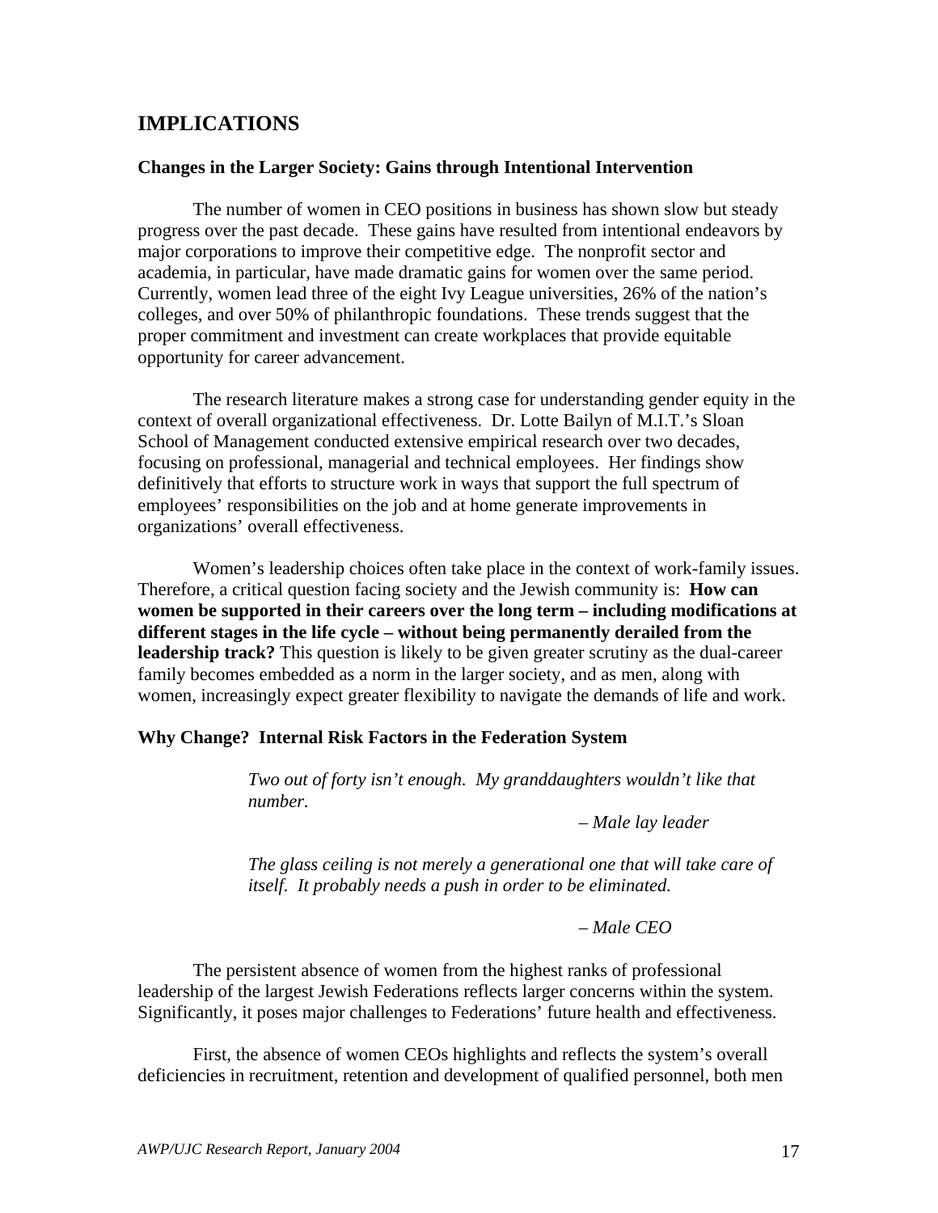## IMPLICATIONS

### Changes in the Larger Society: Gains through Intentional Intervention

The number of women in CEO positions in business has shown slow but steady progress over the past decade. These gains have resulted from intentional endeavors by major corporations to improve their competitive edge. The nonprofit sector and academia, in particular, have made dramatic gains for women over the same period. Currently, women lead three of the eight Ivy League universities, 26% of the nation's colleges, and over 50% of philanthropic foundations. These trends suggest that the proper commitment and investment can create workplaces that provide equitable opportunity for career advancement.

The research literature makes a strong case for understanding gender equity in the context of overall organizational effectiveness. Dr. Lotte Bailyn of M.I.T.'s Sloan School of Management conducted extensive empirical research over two decades, focusing on professional, managerial and technical employees. Her findings show definitively that efforts to structure work in ways that support the full spectrum of employees' responsibilities on the job and at home generate improvements in organizations' overall effectiveness.

Women's leadership choices often take place in the context of work-family issues. Therefore, a critical question facing society and the Jewish community is: **How can women be supported in their careers over the long term – including modifications at different stages in the life cycle – without being permanently derailed from the leadership track?** This question is likely to be given greater scrutiny as the dual-career family becomes embedded as a norm in the larger society, and as men, along with women, increasingly expect greater flexibility to navigate the demands of life and work.

### Why Change? Internal Risk Factors in the Federation System

> *Two out of forty isn't enough. My granddaughters wouldn't like that number.*
>
> *– Male lay leader*

> *The glass ceiling is not merely a generational one that will take care of itself. It probably needs a push in order to be eliminated.*
>
> *– Male CEO*

The persistent absence of women from the highest ranks of professional leadership of the largest Jewish Federations reflects larger concerns within the system. Significantly, it poses major challenges to Federations' future health and effectiveness.

First, the absence of women CEOs highlights and reflects the system's overall deficiencies in recruitment, retention and development of qualified personnel, both men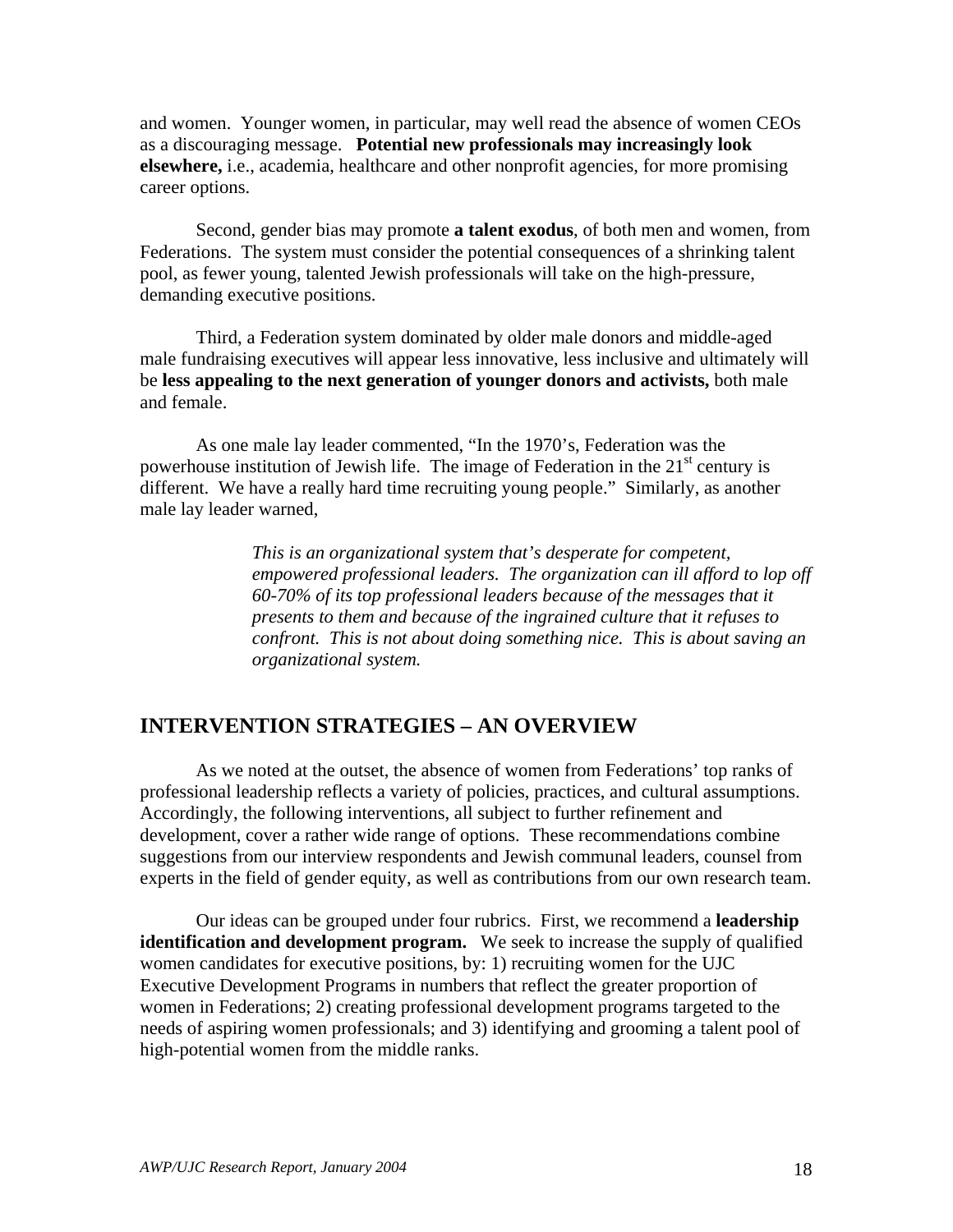and women. Younger women, in particular, may well read the absence of women CEOs as a discouraging message. **Potential new professionals may increasingly look elsewhere,** i.e., academia, healthcare and other nonprofit agencies, for more promising career options.

Second, gender bias may promote **a talent exodus**, of both men and women, from Federations. The system must consider the potential consequences of a shrinking talent pool, as fewer young, talented Jewish professionals will take on the high-pressure, demanding executive positions.

Third, a Federation system dominated by older male donors and middle-aged male fundraising executives will appear less innovative, less inclusive and ultimately will be **less appealing to the next generation of younger donors and activists,** both male and female.

As one male lay leader commented, "In the 1970's, Federation was the powerhouse institution of Jewish life. The image of Federation in the 21st century is different. We have a really hard time recruiting young people." Similarly, as another male lay leader warned,

> *This is an organizational system that's desperate for competent, empowered professional leaders. The organization can ill afford to lop off 60-70% of its top professional leaders because of the messages that it presents to them and because of the ingrained culture that it refuses to confront. This is not about doing something nice. This is about saving an organizational system.*

## INTERVENTION STRATEGIES – AN OVERVIEW

As we noted at the outset, the absence of women from Federations' top ranks of professional leadership reflects a variety of policies, practices, and cultural assumptions. Accordingly, the following interventions, all subject to further refinement and development, cover a rather wide range of options. These recommendations combine suggestions from our interview respondents and Jewish communal leaders, counsel from experts in the field of gender equity, as well as contributions from our own research team.

Our ideas can be grouped under four rubrics. First, we recommend a **leadership identification and development program.** We seek to increase the supply of qualified women candidates for executive positions, by: 1) recruiting women for the UJC Executive Development Programs in numbers that reflect the greater proportion of women in Federations; 2) creating professional development programs targeted to the needs of aspiring women professionals; and 3) identifying and grooming a talent pool of high-potential women from the middle ranks.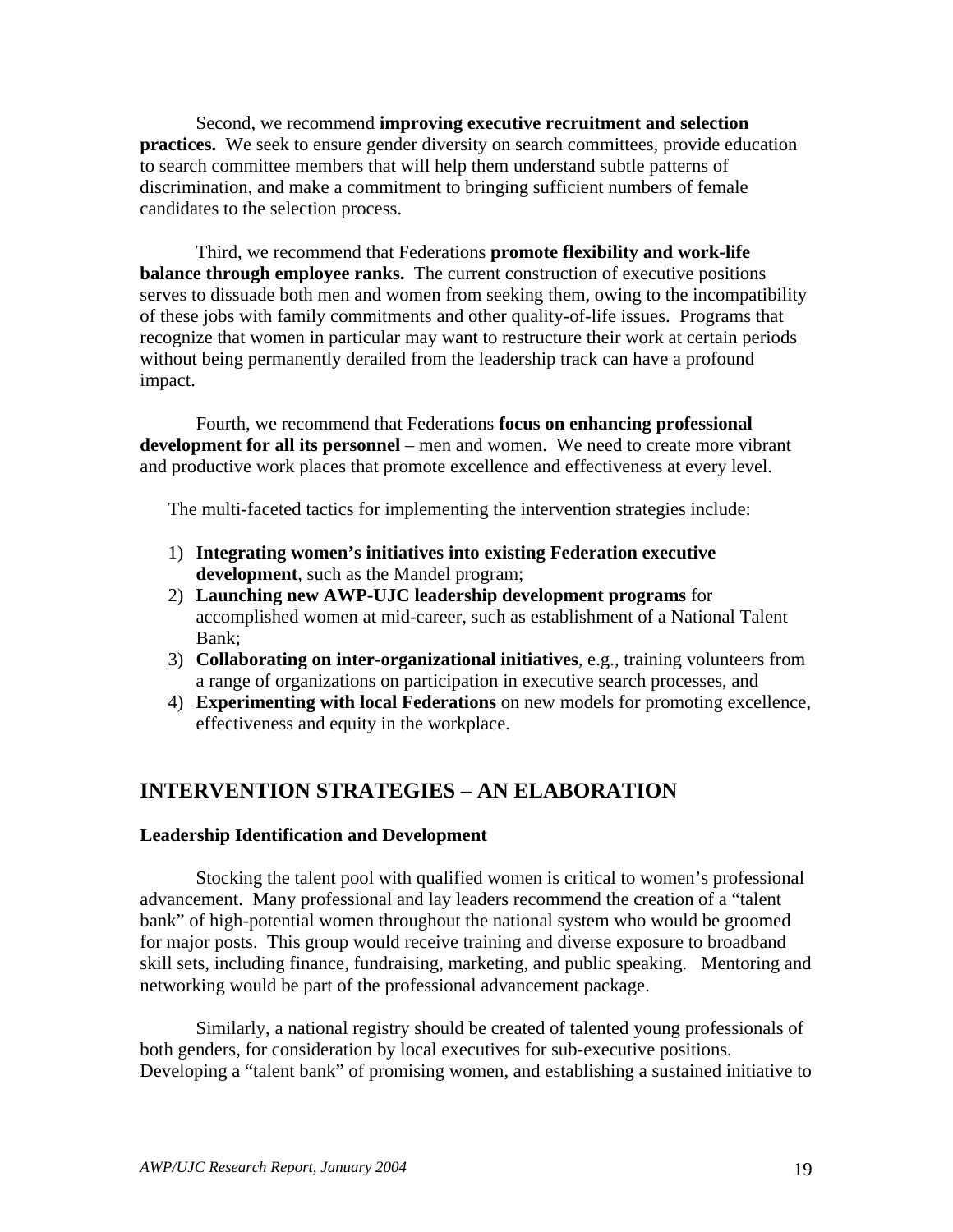Second, we recommend **improving executive recruitment and selection practices.** We seek to ensure gender diversity on search committees, provide education to search committee members that will help them understand subtle patterns of discrimination, and make a commitment to bringing sufficient numbers of female candidates to the selection process.

Third, we recommend that Federations **promote flexibility and work-life balance through employee ranks.** The current construction of executive positions serves to dissuade both men and women from seeking them, owing to the incompatibility of these jobs with family commitments and other quality-of-life issues. Programs that recognize that women in particular may want to restructure their work at certain periods without being permanently derailed from the leadership track can have a profound impact.

Fourth, we recommend that Federations **focus on enhancing professional development for all its personnel** – men and women. We need to create more vibrant and productive work places that promote excellence and effectiveness at every level.

The multi-faceted tactics for implementing the intervention strategies include:

1) **Integrating women's initiatives into existing Federation executive development**, such as the Mandel program;
2) **Launching new AWP-UJC leadership development programs** for accomplished women at mid-career, such as establishment of a National Talent Bank;
3) **Collaborating on inter-organizational initiatives**, e.g., training volunteers from a range of organizations on participation in executive search processes, and
4) **Experimenting with local Federations** on new models for promoting excellence, effectiveness and equity in the workplace.

## INTERVENTION STRATEGIES – AN ELABORATION

### Leadership Identification and Development

Stocking the talent pool with qualified women is critical to women's professional advancement. Many professional and lay leaders recommend the creation of a "talent bank" of high-potential women throughout the national system who would be groomed for major posts. This group would receive training and diverse exposure to broadband skill sets, including finance, fundraising, marketing, and public speaking. Mentoring and networking would be part of the professional advancement package.

Similarly, a national registry should be created of talented young professionals of both genders, for consideration by local executives for sub-executive positions. Developing a "talent bank" of promising women, and establishing a sustained initiative to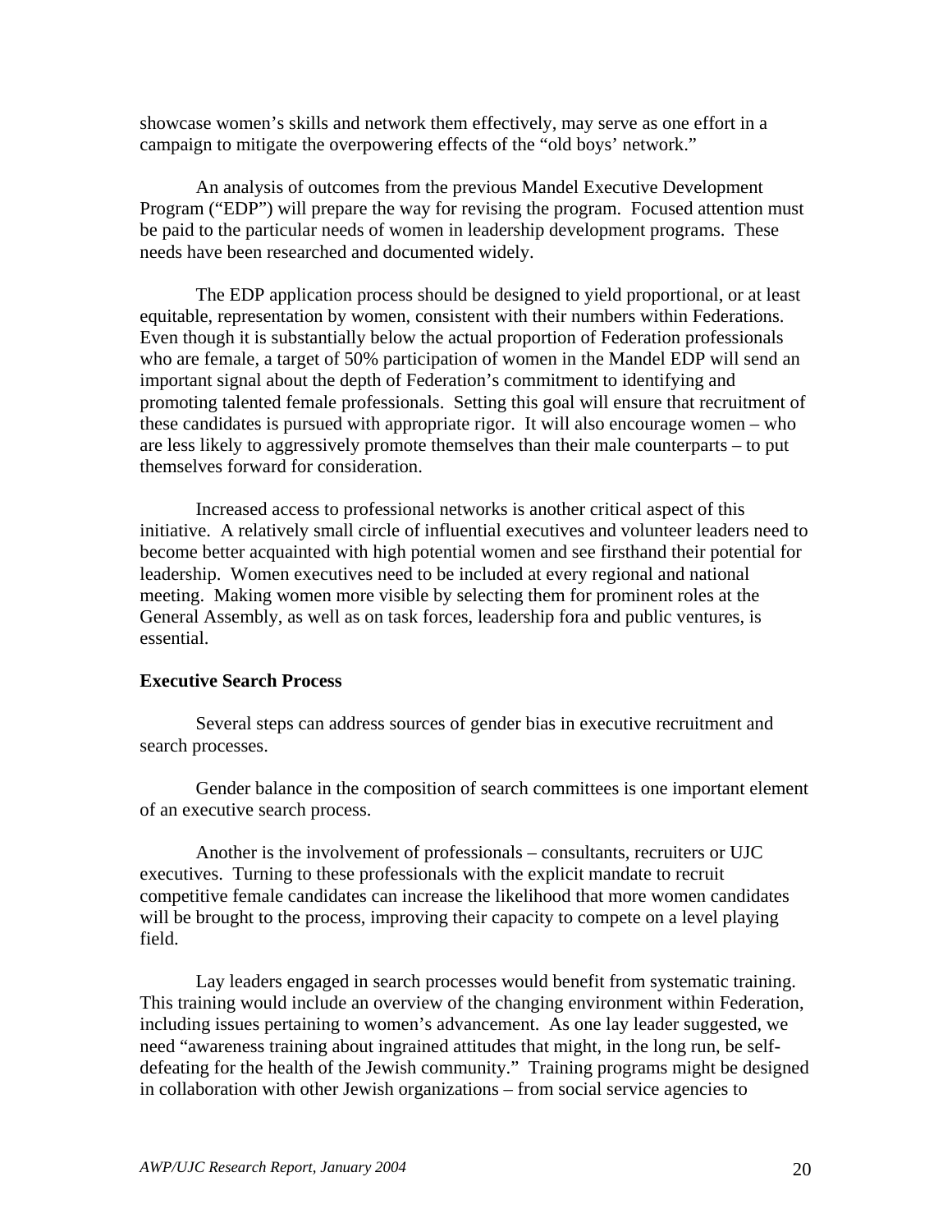showcase women's skills and network them effectively, may serve as one effort in a campaign to mitigate the overpowering effects of the "old boys' network."

An analysis of outcomes from the previous Mandel Executive Development Program ("EDP") will prepare the way for revising the program. Focused attention must be paid to the particular needs of women in leadership development programs. These needs have been researched and documented widely.

The EDP application process should be designed to yield proportional, or at least equitable, representation by women, consistent with their numbers within Federations. Even though it is substantially below the actual proportion of Federation professionals who are female, a target of 50% participation of women in the Mandel EDP will send an important signal about the depth of Federation's commitment to identifying and promoting talented female professionals. Setting this goal will ensure that recruitment of these candidates is pursued with appropriate rigor. It will also encourage women – who are less likely to aggressively promote themselves than their male counterparts – to put themselves forward for consideration.

Increased access to professional networks is another critical aspect of this initiative. A relatively small circle of influential executives and volunteer leaders need to become better acquainted with high potential women and see firsthand their potential for leadership. Women executives need to be included at every regional and national meeting. Making women more visible by selecting them for prominent roles at the General Assembly, as well as on task forces, leadership fora and public ventures, is essential.

**Executive Search Process**

Several steps can address sources of gender bias in executive recruitment and search processes.

Gender balance in the composition of search committees is one important element of an executive search process.

Another is the involvement of professionals – consultants, recruiters or UJC executives. Turning to these professionals with the explicit mandate to recruit competitive female candidates can increase the likelihood that more women candidates will be brought to the process, improving their capacity to compete on a level playing field.

Lay leaders engaged in search processes would benefit from systematic training. This training would include an overview of the changing environment within Federation, including issues pertaining to women's advancement. As one lay leader suggested, we need "awareness training about ingrained attitudes that might, in the long run, be self-defeating for the health of the Jewish community." Training programs might be designed in collaboration with other Jewish organizations – from social service agencies to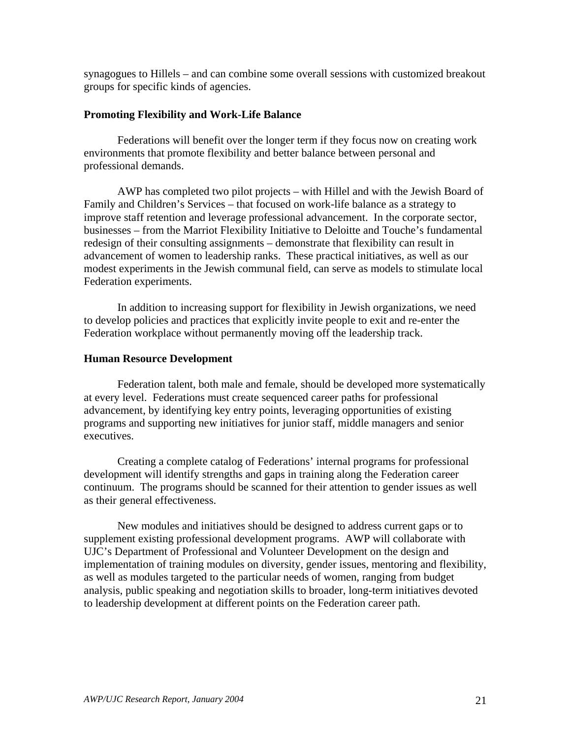synagogues to Hillels – and can combine some overall sessions with customized breakout groups for specific kinds of agencies.

**Promoting Flexibility and Work-Life Balance**

Federations will benefit over the longer term if they focus now on creating work environments that promote flexibility and better balance between personal and professional demands.

AWP has completed two pilot projects – with Hillel and with the Jewish Board of Family and Children's Services – that focused on work-life balance as a strategy to improve staff retention and leverage professional advancement. In the corporate sector, businesses – from the Marriot Flexibility Initiative to Deloitte and Touche's fundamental redesign of their consulting assignments – demonstrate that flexibility can result in advancement of women to leadership ranks. These practical initiatives, as well as our modest experiments in the Jewish communal field, can serve as models to stimulate local Federation experiments.

In addition to increasing support for flexibility in Jewish organizations, we need to develop policies and practices that explicitly invite people to exit and re-enter the Federation workplace without permanently moving off the leadership track.

**Human Resource Development**

Federation talent, both male and female, should be developed more systematically at every level. Federations must create sequenced career paths for professional advancement, by identifying key entry points, leveraging opportunities of existing programs and supporting new initiatives for junior staff, middle managers and senior executives.

Creating a complete catalog of Federations' internal programs for professional development will identify strengths and gaps in training along the Federation career continuum. The programs should be scanned for their attention to gender issues as well as their general effectiveness.

New modules and initiatives should be designed to address current gaps or to supplement existing professional development programs. AWP will collaborate with UJC's Department of Professional and Volunteer Development on the design and implementation of training modules on diversity, gender issues, mentoring and flexibility, as well as modules targeted to the particular needs of women, ranging from budget analysis, public speaking and negotiation skills to broader, long-term initiatives devoted to leadership development at different points on the Federation career path.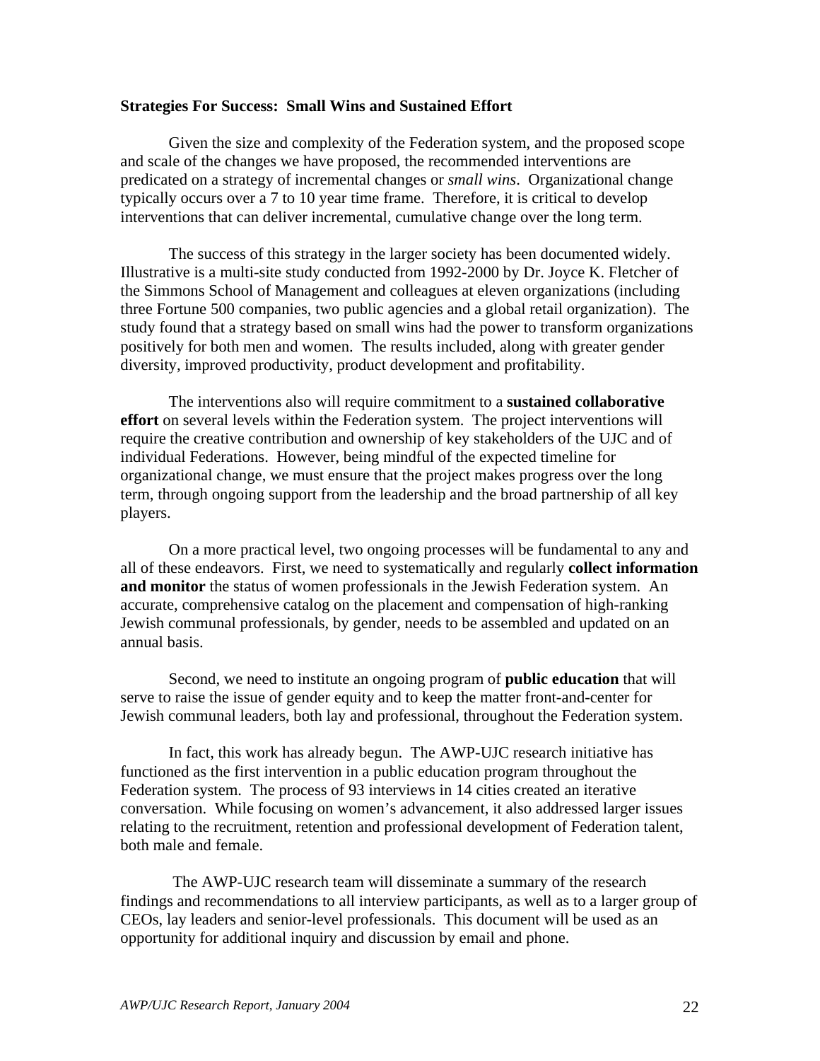**Strategies For Success: Small Wins and Sustained Effort**

Given the size and complexity of the Federation system, and the proposed scope and scale of the changes we have proposed, the recommended interventions are predicated on a strategy of incremental changes or *small wins*. Organizational change typically occurs over a 7 to 10 year time frame. Therefore, it is critical to develop interventions that can deliver incremental, cumulative change over the long term.

The success of this strategy in the larger society has been documented widely. Illustrative is a multi-site study conducted from 1992-2000 by Dr. Joyce K. Fletcher of the Simmons School of Management and colleagues at eleven organizations (including three Fortune 500 companies, two public agencies and a global retail organization). The study found that a strategy based on small wins had the power to transform organizations positively for both men and women. The results included, along with greater gender diversity, improved productivity, product development and profitability.

The interventions also will require commitment to a **sustained collaborative effort** on several levels within the Federation system. The project interventions will require the creative contribution and ownership of key stakeholders of the UJC and of individual Federations. However, being mindful of the expected timeline for organizational change, we must ensure that the project makes progress over the long term, through ongoing support from the leadership and the broad partnership of all key players.

On a more practical level, two ongoing processes will be fundamental to any and all of these endeavors. First, we need to systematically and regularly **collect information and monitor** the status of women professionals in the Jewish Federation system. An accurate, comprehensive catalog on the placement and compensation of high-ranking Jewish communal professionals, by gender, needs to be assembled and updated on an annual basis.

Second, we need to institute an ongoing program of **public education** that will serve to raise the issue of gender equity and to keep the matter front-and-center for Jewish communal leaders, both lay and professional, throughout the Federation system.

In fact, this work has already begun. The AWP-UJC research initiative has functioned as the first intervention in a public education program throughout the Federation system. The process of 93 interviews in 14 cities created an iterative conversation. While focusing on women's advancement, it also addressed larger issues relating to the recruitment, retention and professional development of Federation talent, both male and female.

The AWP-UJC research team will disseminate a summary of the research findings and recommendations to all interview participants, as well as to a larger group of CEOs, lay leaders and senior-level professionals. This document will be used as an opportunity for additional inquiry and discussion by email and phone.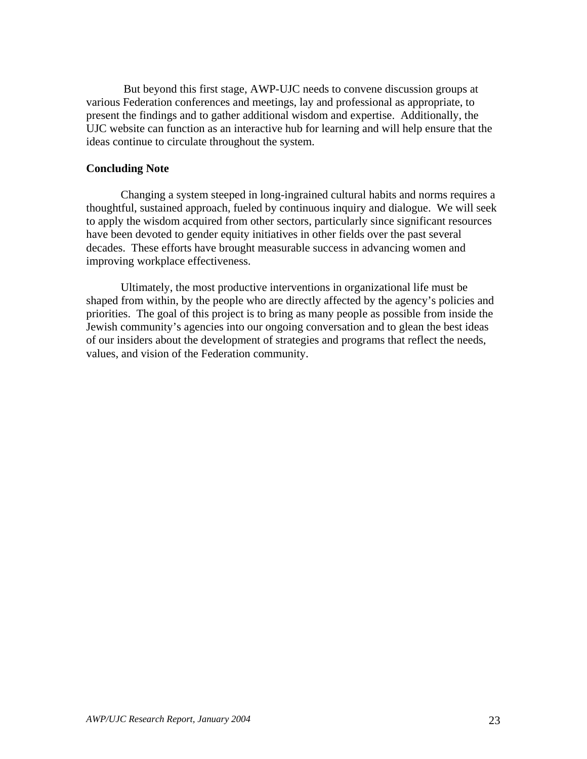But beyond this first stage, AWP-UJC needs to convene discussion groups at various Federation conferences and meetings, lay and professional as appropriate, to present the findings and to gather additional wisdom and expertise. Additionally, the UJC website can function as an interactive hub for learning and will help ensure that the ideas continue to circulate throughout the system.

**Concluding Note**

Changing a system steeped in long-ingrained cultural habits and norms requires a thoughtful, sustained approach, fueled by continuous inquiry and dialogue. We will seek to apply the wisdom acquired from other sectors, particularly since significant resources have been devoted to gender equity initiatives in other fields over the past several decades. These efforts have brought measurable success in advancing women and improving workplace effectiveness.

Ultimately, the most productive interventions in organizational life must be shaped from within, by the people who are directly affected by the agency's policies and priorities. The goal of this project is to bring as many people as possible from inside the Jewish community's agencies into our ongoing conversation and to glean the best ideas of our insiders about the development of strategies and programs that reflect the needs, values, and vision of the Federation community.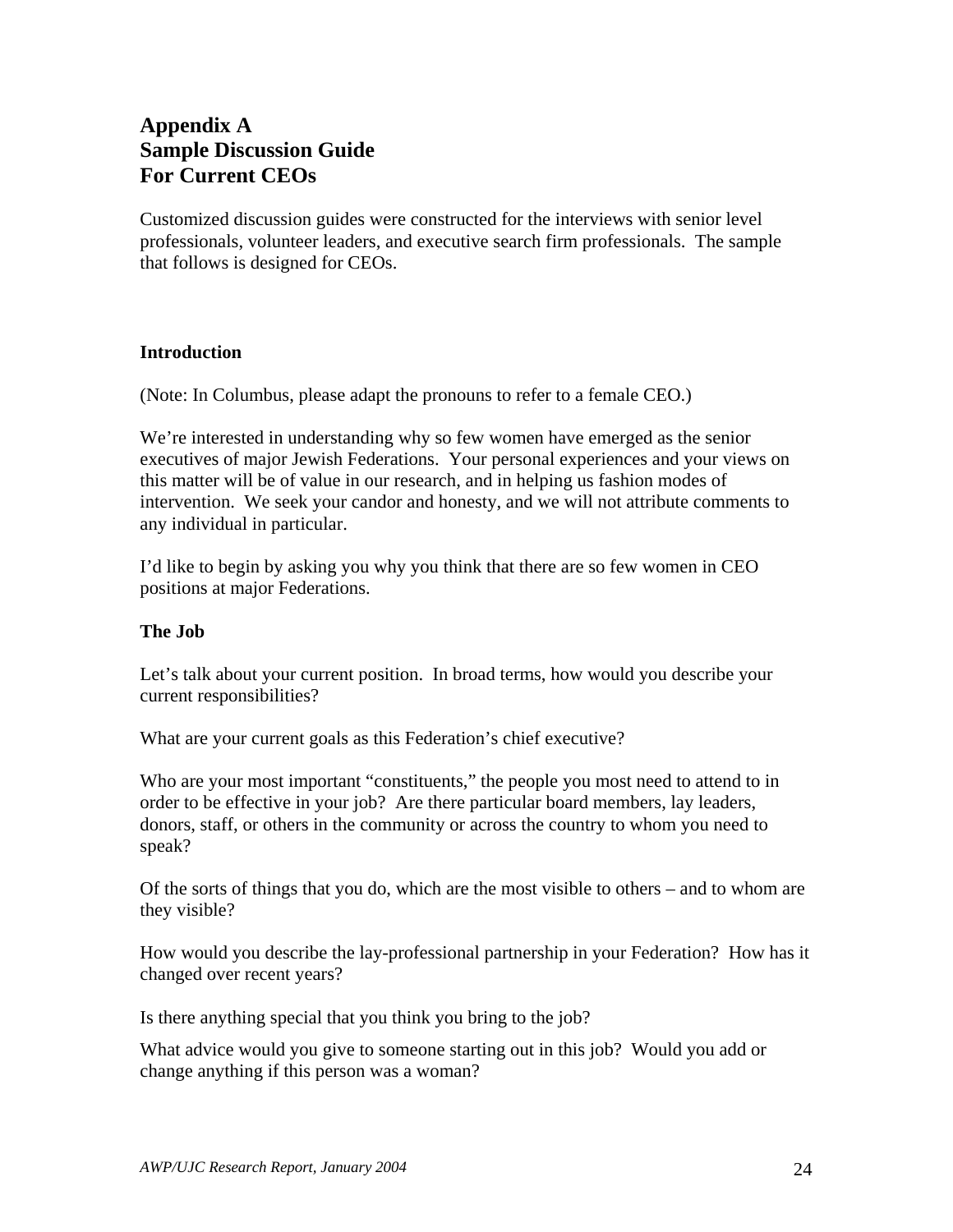# Appendix A
# Sample Discussion Guide
# For Current CEOs

Customized discussion guides were constructed for the interviews with senior level professionals, volunteer leaders, and executive search firm professionals. The sample that follows is designed for CEOs.

### Introduction

(Note: In Columbus, please adapt the pronouns to refer to a female CEO.)

We're interested in understanding why so few women have emerged as the senior executives of major Jewish Federations. Your personal experiences and your views on this matter will be of value in our research, and in helping us fashion modes of intervention. We seek your candor and honesty, and we will not attribute comments to any individual in particular.

I'd like to begin by asking you why you think that there are so few women in CEO positions at major Federations.

### The Job

Let's talk about your current position. In broad terms, how would you describe your current responsibilities?

What are your current goals as this Federation's chief executive?

Who are your most important "constituents," the people you most need to attend to in order to be effective in your job? Are there particular board members, lay leaders, donors, staff, or others in the community or across the country to whom you need to speak?

Of the sorts of things that you do, which are the most visible to others – and to whom are they visible?

How would you describe the lay-professional partnership in your Federation? How has it changed over recent years?

Is there anything special that you think you bring to the job?

What advice would you give to someone starting out in this job? Would you add or change anything if this person was a woman?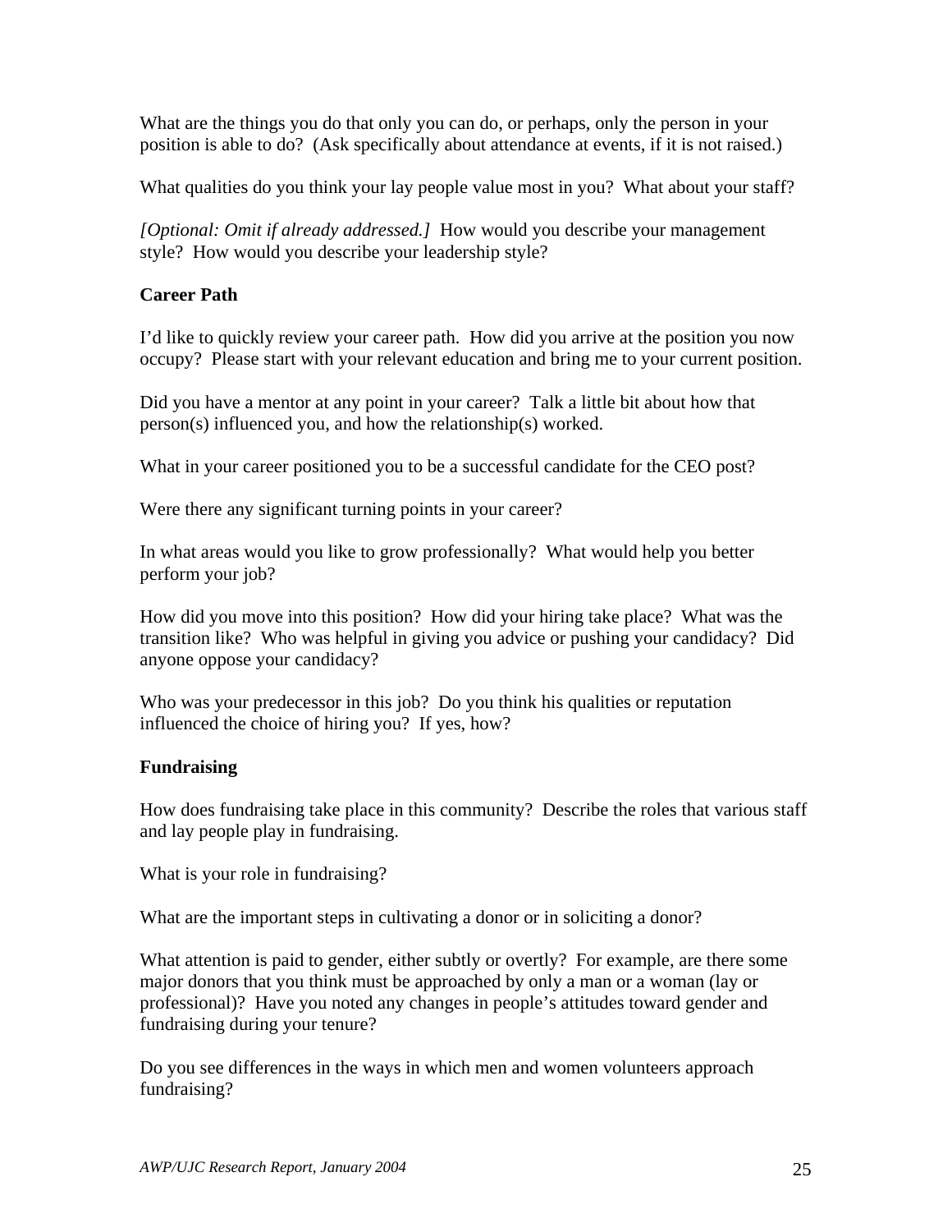What are the things you do that only you can do, or perhaps, only the person in your position is able to do? (Ask specifically about attendance at events, if it is not raised.)

What qualities do you think your lay people value most in you? What about your staff?

*[Optional: Omit if already addressed.]* How would you describe your management style? How would you describe your leadership style?

**Career Path**

I'd like to quickly review your career path. How did you arrive at the position you now occupy? Please start with your relevant education and bring me to your current position.

Did you have a mentor at any point in your career? Talk a little bit about how that person(s) influenced you, and how the relationship(s) worked.

What in your career positioned you to be a successful candidate for the CEO post?

Were there any significant turning points in your career?

In what areas would you like to grow professionally? What would help you better perform your job?

How did you move into this position? How did your hiring take place? What was the transition like? Who was helpful in giving you advice or pushing your candidacy? Did anyone oppose your candidacy?

Who was your predecessor in this job? Do you think his qualities or reputation influenced the choice of hiring you? If yes, how?

**Fundraising**

How does fundraising take place in this community? Describe the roles that various staff and lay people play in fundraising.

What is your role in fundraising?

What are the important steps in cultivating a donor or in soliciting a donor?

What attention is paid to gender, either subtly or overtly? For example, are there some major donors that you think must be approached by only a man or a woman (lay or professional)? Have you noted any changes in people's attitudes toward gender and fundraising during your tenure?

Do you see differences in the ways in which men and women volunteers approach fundraising?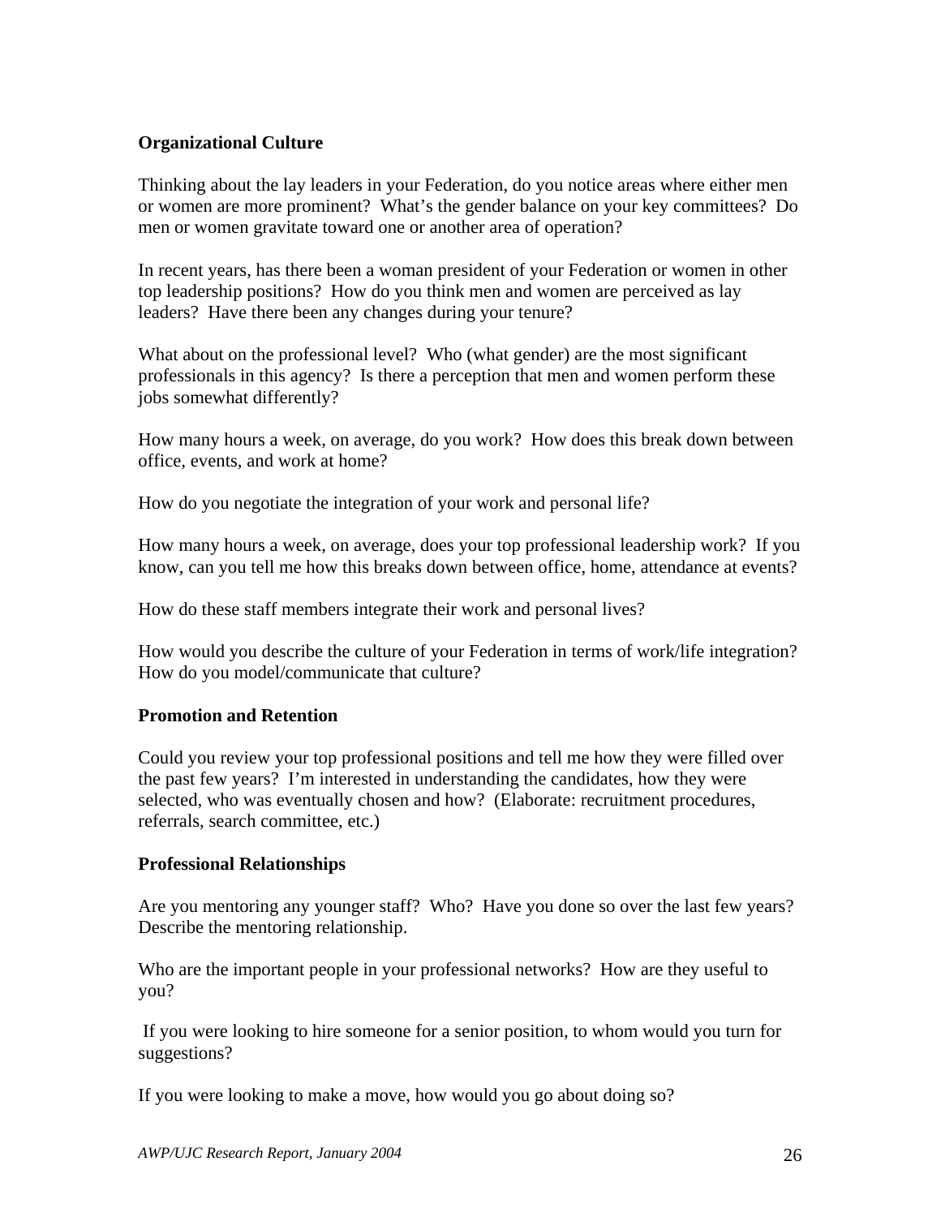**Organizational Culture**

Thinking about the lay leaders in your Federation, do you notice areas where either men or women are more prominent? What's the gender balance on your key committees? Do men or women gravitate toward one or another area of operation?

In recent years, has there been a woman president of your Federation or women in other top leadership positions? How do you think men and women are perceived as lay leaders? Have there been any changes during your tenure?

What about on the professional level? Who (what gender) are the most significant professionals in this agency? Is there a perception that men and women perform these jobs somewhat differently?

How many hours a week, on average, do you work? How does this break down between office, events, and work at home?

How do you negotiate the integration of your work and personal life?

How many hours a week, on average, does your top professional leadership work? If you know, can you tell me how this breaks down between office, home, attendance at events?

How do these staff members integrate their work and personal lives?

How would you describe the culture of your Federation in terms of work/life integration? How do you model/communicate that culture?

**Promotion and Retention**

Could you review your top professional positions and tell me how they were filled over the past few years? I'm interested in understanding the candidates, how they were selected, who was eventually chosen and how? (Elaborate: recruitment procedures, referrals, search committee, etc.)

**Professional Relationships**

Are you mentoring any younger staff? Who? Have you done so over the last few years? Describe the mentoring relationship.

Who are the important people in your professional networks? How are they useful to you?

If you were looking to hire someone for a senior position, to whom would you turn for suggestions?

If you were looking to make a move, how would you go about doing so?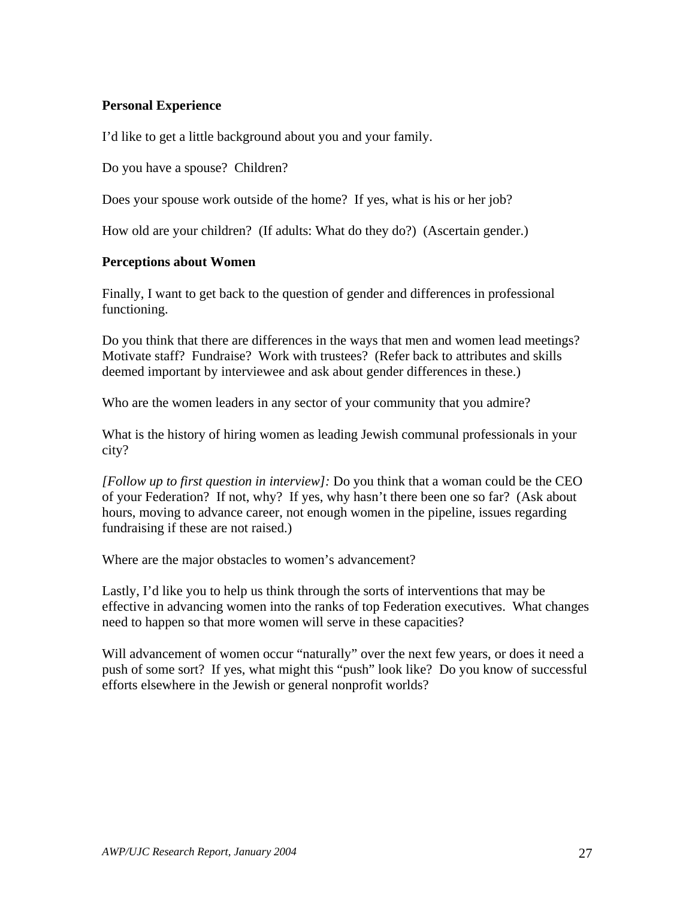**Personal Experience**

I'd like to get a little background about you and your family.

Do you have a spouse? Children?

Does your spouse work outside of the home? If yes, what is his or her job?

How old are your children? (If adults: What do they do?) (Ascertain gender.)

**Perceptions about Women**

Finally, I want to get back to the question of gender and differences in professional functioning.

Do you think that there are differences in the ways that men and women lead meetings? Motivate staff? Fundraise? Work with trustees? (Refer back to attributes and skills deemed important by interviewee and ask about gender differences in these.)

Who are the women leaders in any sector of your community that you admire?

What is the history of hiring women as leading Jewish communal professionals in your city?

*[Follow up to first question in interview]:* Do you think that a woman could be the CEO of your Federation? If not, why? If yes, why hasn't there been one so far? (Ask about hours, moving to advance career, not enough women in the pipeline, issues regarding fundraising if these are not raised.)

Where are the major obstacles to women's advancement?

Lastly, I'd like you to help us think through the sorts of interventions that may be effective in advancing women into the ranks of top Federation executives. What changes need to happen so that more women will serve in these capacities?

Will advancement of women occur "naturally" over the next few years, or does it need a push of some sort? If yes, what might this "push" look like? Do you know of successful efforts elsewhere in the Jewish or general nonprofit worlds?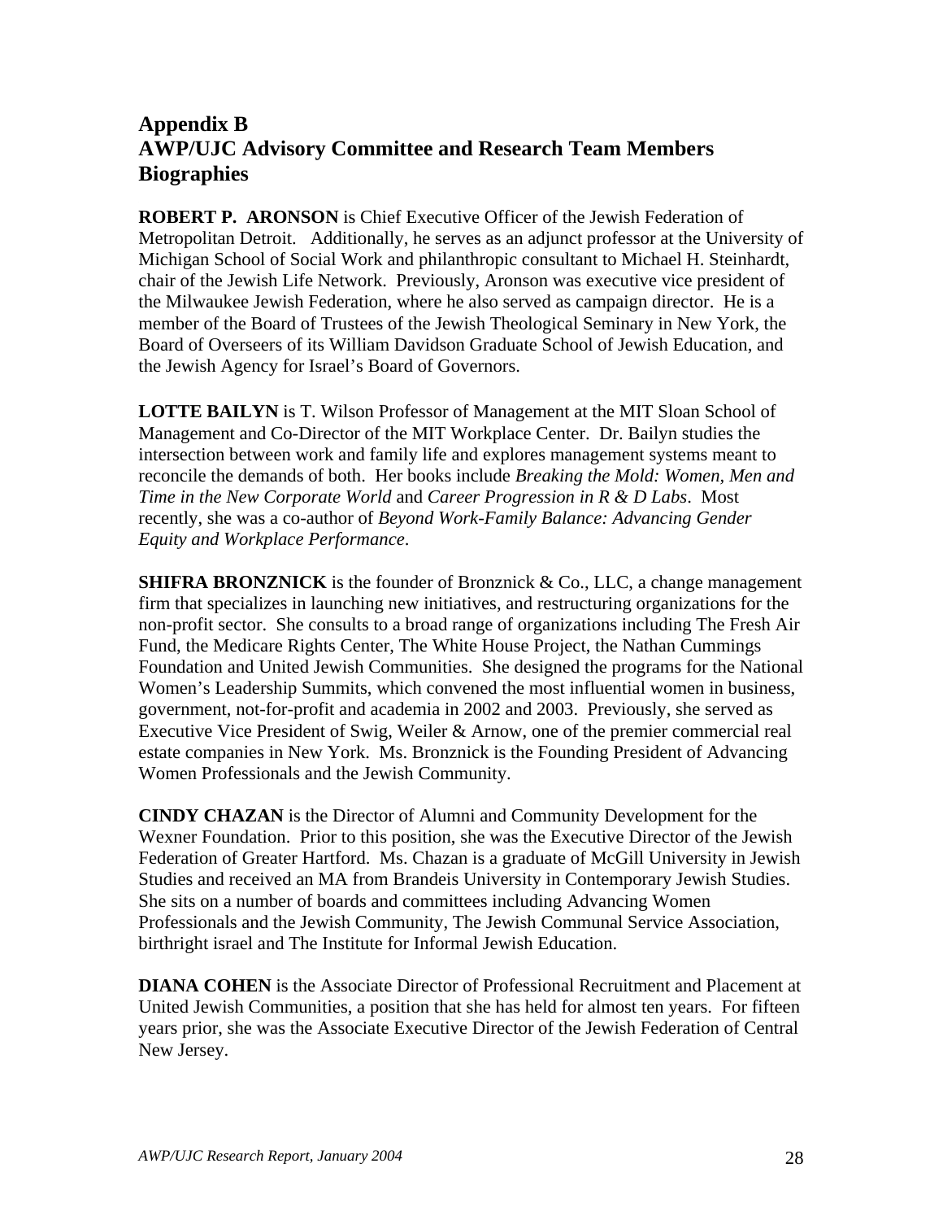## Appendix B
## AWP/UJC Advisory Committee and Research Team Members Biographies

**ROBERT P. ARONSON** is Chief Executive Officer of the Jewish Federation of Metropolitan Detroit. Additionally, he serves as an adjunct professor at the University of Michigan School of Social Work and philanthropic consultant to Michael H. Steinhardt, chair of the Jewish Life Network. Previously, Aronson was executive vice president of the Milwaukee Jewish Federation, where he also served as campaign director. He is a member of the Board of Trustees of the Jewish Theological Seminary in New York, the Board of Overseers of its William Davidson Graduate School of Jewish Education, and the Jewish Agency for Israel's Board of Governors.

**LOTTE BAILYN** is T. Wilson Professor of Management at the MIT Sloan School of Management and Co-Director of the MIT Workplace Center. Dr. Bailyn studies the intersection between work and family life and explores management systems meant to reconcile the demands of both. Her books include *Breaking the Mold: Women, Men and Time in the New Corporate World* and *Career Progression in R & D Labs*. Most recently, she was a co-author of *Beyond Work-Family Balance: Advancing Gender Equity and Workplace Performance*.

**SHIFRA BRONZNICK** is the founder of Bronznick & Co., LLC, a change management firm that specializes in launching new initiatives, and restructuring organizations for the non-profit sector. She consults to a broad range of organizations including The Fresh Air Fund, the Medicare Rights Center, The White House Project, the Nathan Cummings Foundation and United Jewish Communities. She designed the programs for the National Women's Leadership Summits, which convened the most influential women in business, government, not-for-profit and academia in 2002 and 2003. Previously, she served as Executive Vice President of Swig, Weiler & Arnow, one of the premier commercial real estate companies in New York. Ms. Bronznick is the Founding President of Advancing Women Professionals and the Jewish Community.

**CINDY CHAZAN** is the Director of Alumni and Community Development for the Wexner Foundation. Prior to this position, she was the Executive Director of the Jewish Federation of Greater Hartford. Ms. Chazan is a graduate of McGill University in Jewish Studies and received an MA from Brandeis University in Contemporary Jewish Studies. She sits on a number of boards and committees including Advancing Women Professionals and the Jewish Community, The Jewish Communal Service Association, birthright israel and The Institute for Informal Jewish Education.

**DIANA COHEN** is the Associate Director of Professional Recruitment and Placement at United Jewish Communities, a position that she has held for almost ten years. For fifteen years prior, she was the Associate Executive Director of the Jewish Federation of Central New Jersey.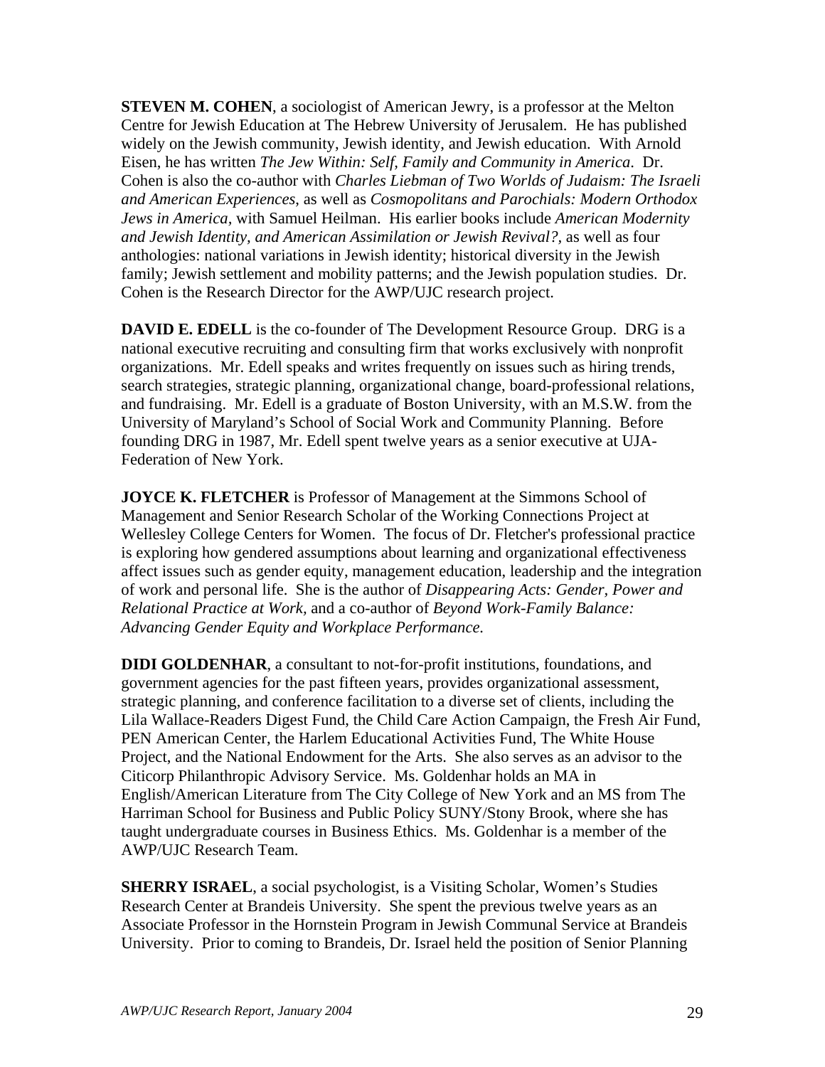**STEVEN M. COHEN**, a sociologist of American Jewry, is a professor at the Melton Centre for Jewish Education at The Hebrew University of Jerusalem. He has published widely on the Jewish community, Jewish identity, and Jewish education. With Arnold Eisen, he has written *The Jew Within: Self, Family and Community in America*. Dr. Cohen is also the co-author with *Charles Liebman of Two Worlds of Judaism: The Israeli and American Experiences*, as well as *Cosmopolitans and Parochials: Modern Orthodox Jews in America,* with Samuel Heilman. His earlier books include *American Modernity and Jewish Identity, and American Assimilation or Jewish Revival?,* as well as four anthologies: national variations in Jewish identity; historical diversity in the Jewish family; Jewish settlement and mobility patterns; and the Jewish population studies. Dr. Cohen is the Research Director for the AWP/UJC research project.

**DAVID E. EDELL** is the co-founder of The Development Resource Group. DRG is a national executive recruiting and consulting firm that works exclusively with nonprofit organizations. Mr. Edell speaks and writes frequently on issues such as hiring trends, search strategies, strategic planning, organizational change, board-professional relations, and fundraising. Mr. Edell is a graduate of Boston University, with an M.S.W. from the University of Maryland's School of Social Work and Community Planning. Before founding DRG in 1987, Mr. Edell spent twelve years as a senior executive at UJA-Federation of New York.

**JOYCE K. FLETCHER** is Professor of Management at the Simmons School of Management and Senior Research Scholar of the Working Connections Project at Wellesley College Centers for Women. The focus of Dr. Fletcher's professional practice is exploring how gendered assumptions about learning and organizational effectiveness affect issues such as gender equity, management education, leadership and the integration of work and personal life. She is the author of *Disappearing Acts: Gender, Power and Relational Practice at Work,* and a co-author of *Beyond Work-Family Balance: Advancing Gender Equity and Workplace Performance.*

**DIDI GOLDENHAR**, a consultant to not-for-profit institutions, foundations, and government agencies for the past fifteen years, provides organizational assessment, strategic planning, and conference facilitation to a diverse set of clients, including the Lila Wallace-Readers Digest Fund, the Child Care Action Campaign, the Fresh Air Fund, PEN American Center, the Harlem Educational Activities Fund, The White House Project, and the National Endowment for the Arts. She also serves as an advisor to the Citicorp Philanthropic Advisory Service. Ms. Goldenhar holds an MA in English/American Literature from The City College of New York and an MS from The Harriman School for Business and Public Policy SUNY/Stony Brook, where she has taught undergraduate courses in Business Ethics. Ms. Goldenhar is a member of the AWP/UJC Research Team.

**SHERRY ISRAEL**, a social psychologist, is a Visiting Scholar, Women's Studies Research Center at Brandeis University. She spent the previous twelve years as an Associate Professor in the Hornstein Program in Jewish Communal Service at Brandeis University. Prior to coming to Brandeis, Dr. Israel held the position of Senior Planning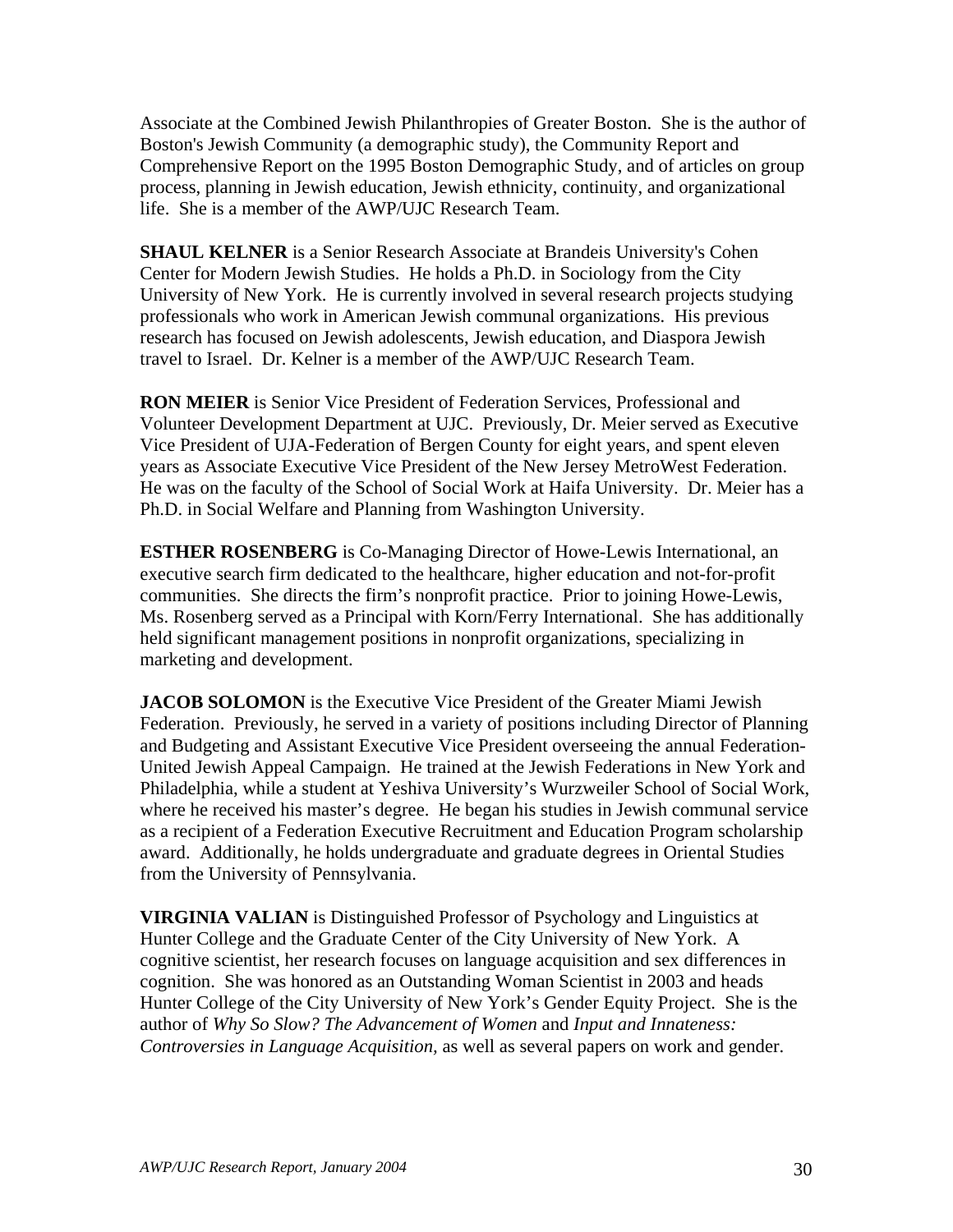Associate at the Combined Jewish Philanthropies of Greater Boston. She is the author of Boston's Jewish Community (a demographic study), the Community Report and Comprehensive Report on the 1995 Boston Demographic Study, and of articles on group process, planning in Jewish education, Jewish ethnicity, continuity, and organizational life. She is a member of the AWP/UJC Research Team.

**SHAUL KELNER** is a Senior Research Associate at Brandeis University's Cohen Center for Modern Jewish Studies. He holds a Ph.D. in Sociology from the City University of New York. He is currently involved in several research projects studying professionals who work in American Jewish communal organizations. His previous research has focused on Jewish adolescents, Jewish education, and Diaspora Jewish travel to Israel. Dr. Kelner is a member of the AWP/UJC Research Team.

**RON MEIER** is Senior Vice President of Federation Services, Professional and Volunteer Development Department at UJC. Previously, Dr. Meier served as Executive Vice President of UJA-Federation of Bergen County for eight years, and spent eleven years as Associate Executive Vice President of the New Jersey MetroWest Federation. He was on the faculty of the School of Social Work at Haifa University. Dr. Meier has a Ph.D. in Social Welfare and Planning from Washington University.

**ESTHER ROSENBERG** is Co-Managing Director of Howe-Lewis International, an executive search firm dedicated to the healthcare, higher education and not-for-profit communities. She directs the firm's nonprofit practice. Prior to joining Howe-Lewis, Ms. Rosenberg served as a Principal with Korn/Ferry International. She has additionally held significant management positions in nonprofit organizations, specializing in marketing and development.

**JACOB SOLOMON** is the Executive Vice President of the Greater Miami Jewish Federation. Previously, he served in a variety of positions including Director of Planning and Budgeting and Assistant Executive Vice President overseeing the annual Federation-United Jewish Appeal Campaign. He trained at the Jewish Federations in New York and Philadelphia, while a student at Yeshiva University's Wurzweiler School of Social Work, where he received his master's degree. He began his studies in Jewish communal service as a recipient of a Federation Executive Recruitment and Education Program scholarship award. Additionally, he holds undergraduate and graduate degrees in Oriental Studies from the University of Pennsylvania.

**VIRGINIA VALIAN** is Distinguished Professor of Psychology and Linguistics at Hunter College and the Graduate Center of the City University of New York. A cognitive scientist, her research focuses on language acquisition and sex differences in cognition. She was honored as an Outstanding Woman Scientist in 2003 and heads Hunter College of the City University of New York's Gender Equity Project. She is the author of *Why So Slow? The Advancement of Women* and *Input and Innateness: Controversies in Language Acquisition,* as well as several papers on work and gender.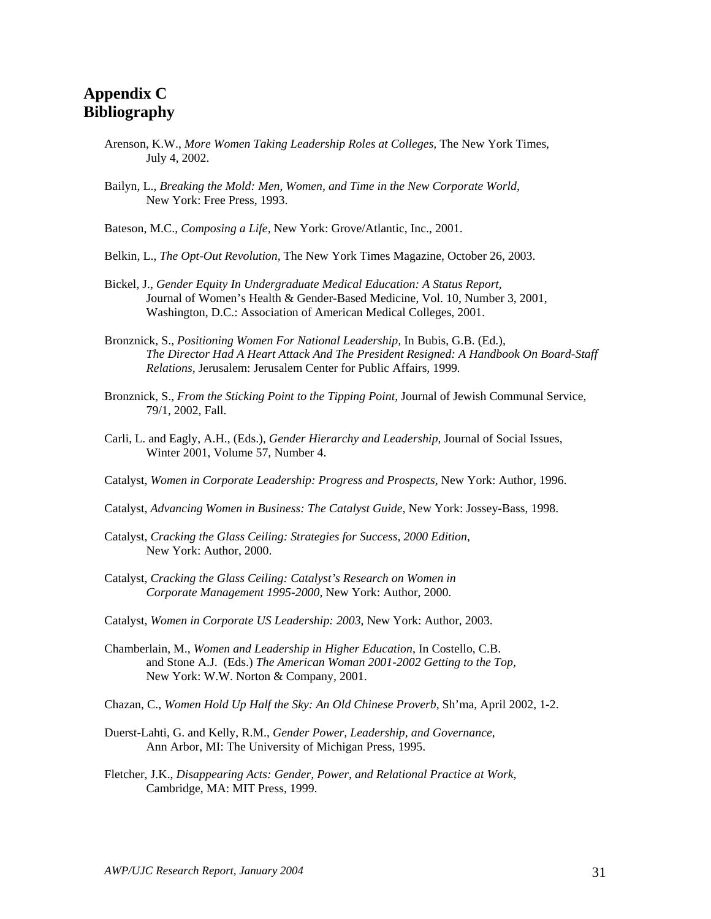# Appendix C
# Bibliography

Arenson, K.W., *More Women Taking Leadership Roles at Colleges,* The New York Times, July 4, 2002.

Bailyn, L., *Breaking the Mold: Men, Women, and Time in the New Corporate World*, New York: Free Press, 1993.

Bateson, M.C., *Composing a Life,* New York: Grove/Atlantic, Inc., 2001.

Belkin, L., *The Opt-Out Revolution,* The New York Times Magazine, October 26, 2003.

Bickel, J., *Gender Equity In Undergraduate Medical Education: A Status Report,* Journal of Women's Health & Gender-Based Medicine, Vol. 10, Number 3, 2001, Washington, D.C.: Association of American Medical Colleges, 2001.

Bronznick, S., *Positioning Women For National Leadership,* In Bubis, G.B. (Ed.), *The Director Had A Heart Attack And The President Resigned: A Handbook On Board-Staff Relations,* Jerusalem: Jerusalem Center for Public Affairs, 1999.

Bronznick, S., *From the Sticking Point to the Tipping Point,* Journal of Jewish Communal Service, 79/1, 2002, Fall.

Carli, L. and Eagly, A.H., (Eds.), *Gender Hierarchy and Leadership*, Journal of Social Issues, Winter 2001, Volume 57, Number 4.

Catalyst, *Women in Corporate Leadership: Progress and Prospects,* New York: Author, 1996.

Catalyst, *Advancing Women in Business: The Catalyst Guide*, New York: Jossey-Bass, 1998.

Catalyst, *Cracking the Glass Ceiling: Strategies for Success, 2000 Edition,* New York: Author, 2000.

Catalyst, *Cracking the Glass Ceiling: Catalyst's Research on Women in Corporate Management 1995-2000,* New York: Author, 2000.

Catalyst, *Women in Corporate US Leadership: 2003,* New York: Author, 2003.

Chamberlain, M., *Women and Leadership in Higher Education*, In Costello, C.B. and Stone A.J. (Eds.) *The American Woman 2001-2002 Getting to the Top,* New York: W.W. Norton & Company, 2001.

Chazan, C., *Women Hold Up Half the Sky: An Old Chinese Proverb*, Sh'ma, April 2002, 1-2.

Duerst-Lahti, G. and Kelly, R.M., *Gender Power, Leadership, and Governance*, Ann Arbor, MI: The University of Michigan Press, 1995.

Fletcher, J.K., *Disappearing Acts: Gender, Power, and Relational Practice at Work*, Cambridge, MA: MIT Press, 1999.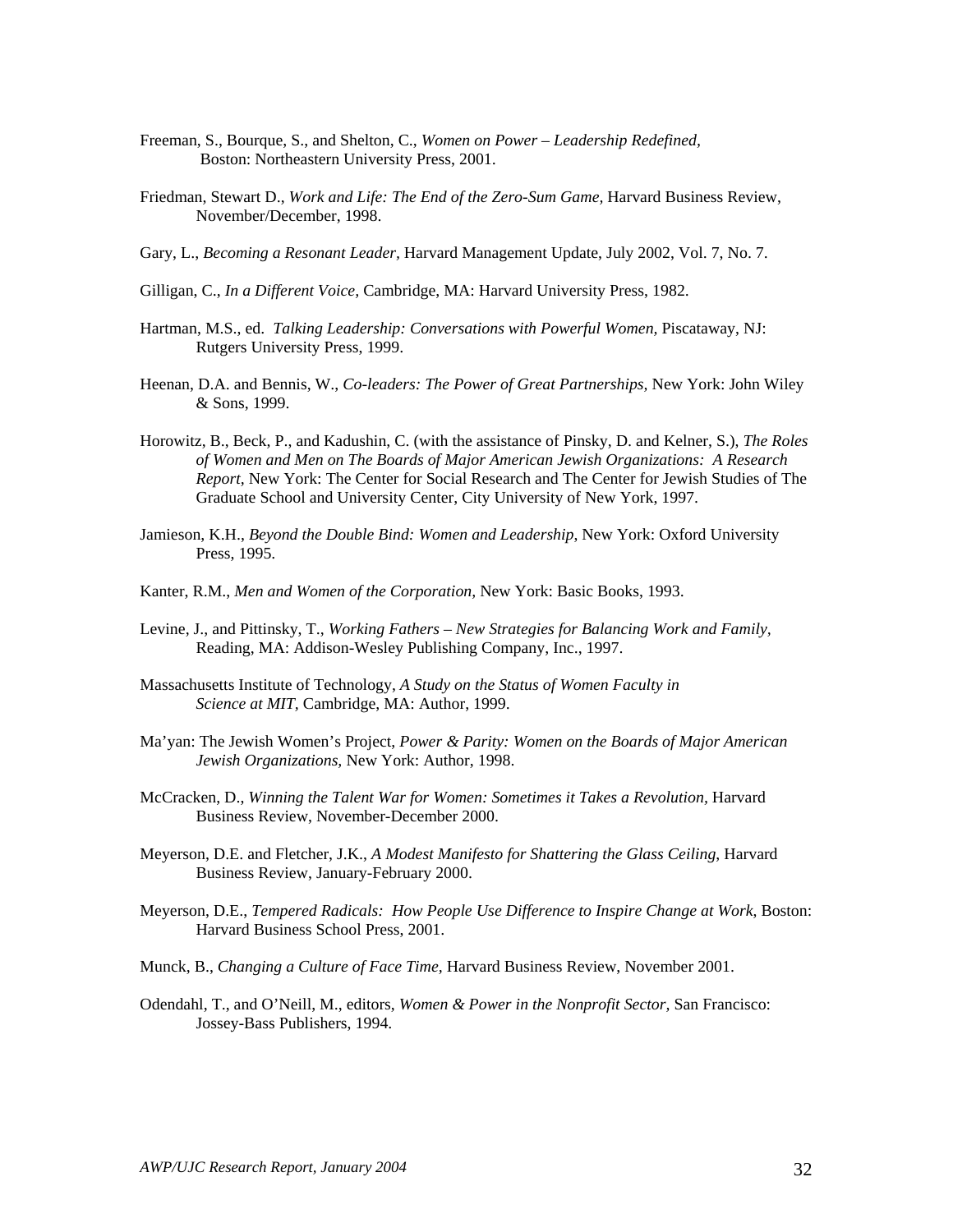Freeman, S., Bourque, S., and Shelton, C., *Women on Power – Leadership Redefined,* Boston: Northeastern University Press, 2001.

Friedman, Stewart D., *Work and Life: The End of the Zero-Sum Game,* Harvard Business Review, November/December, 1998.

Gary, L., *Becoming a Resonant Leader,* Harvard Management Update, July 2002, Vol. 7, No. 7.

Gilligan, C., *In a Different Voice,* Cambridge, MA: Harvard University Press, 1982.

Hartman, M.S., ed. *Talking Leadership: Conversations with Powerful Women,* Piscataway, NJ: Rutgers University Press, 1999.

Heenan, D.A. and Bennis, W., *Co-leaders: The Power of Great Partnerships,* New York: John Wiley & Sons, 1999.

Horowitz, B., Beck, P., and Kadushin, C. (with the assistance of Pinsky, D. and Kelner, S.), *The Roles of Women and Men on The Boards of Major American Jewish Organizations: A Research Report,* New York: The Center for Social Research and The Center for Jewish Studies of The Graduate School and University Center, City University of New York, 1997.

Jamieson, K.H., *Beyond the Double Bind: Women and Leadership,* New York: Oxford University Press, 1995.

Kanter, R.M., *Men and Women of the Corporation,* New York: Basic Books, 1993.

Levine, J., and Pittinsky, T., *Working Fathers – New Strategies for Balancing Work and Family,* Reading, MA: Addison-Wesley Publishing Company, Inc., 1997.

Massachusetts Institute of Technology, *A Study on the Status of Women Faculty in Science at MIT,* Cambridge, MA: Author, 1999.

Ma'yan: The Jewish Women's Project, *Power & Parity: Women on the Boards of Major American Jewish Organizations,* New York: Author, 1998.

McCracken, D., *Winning the Talent War for Women: Sometimes it Takes a Revolution,* Harvard Business Review, November-December 2000.

Meyerson, D.E. and Fletcher, J.K., *A Modest Manifesto for Shattering the Glass Ceiling,* Harvard Business Review, January-February 2000.

Meyerson, D.E., *Tempered Radicals: How People Use Difference to Inspire Change at Work,* Boston: Harvard Business School Press, 2001.

Munck, B., *Changing a Culture of Face Time,* Harvard Business Review, November 2001.

Odendahl, T., and O'Neill, M., editors, *Women & Power in the Nonprofit Sector,* San Francisco: Jossey-Bass Publishers, 1994.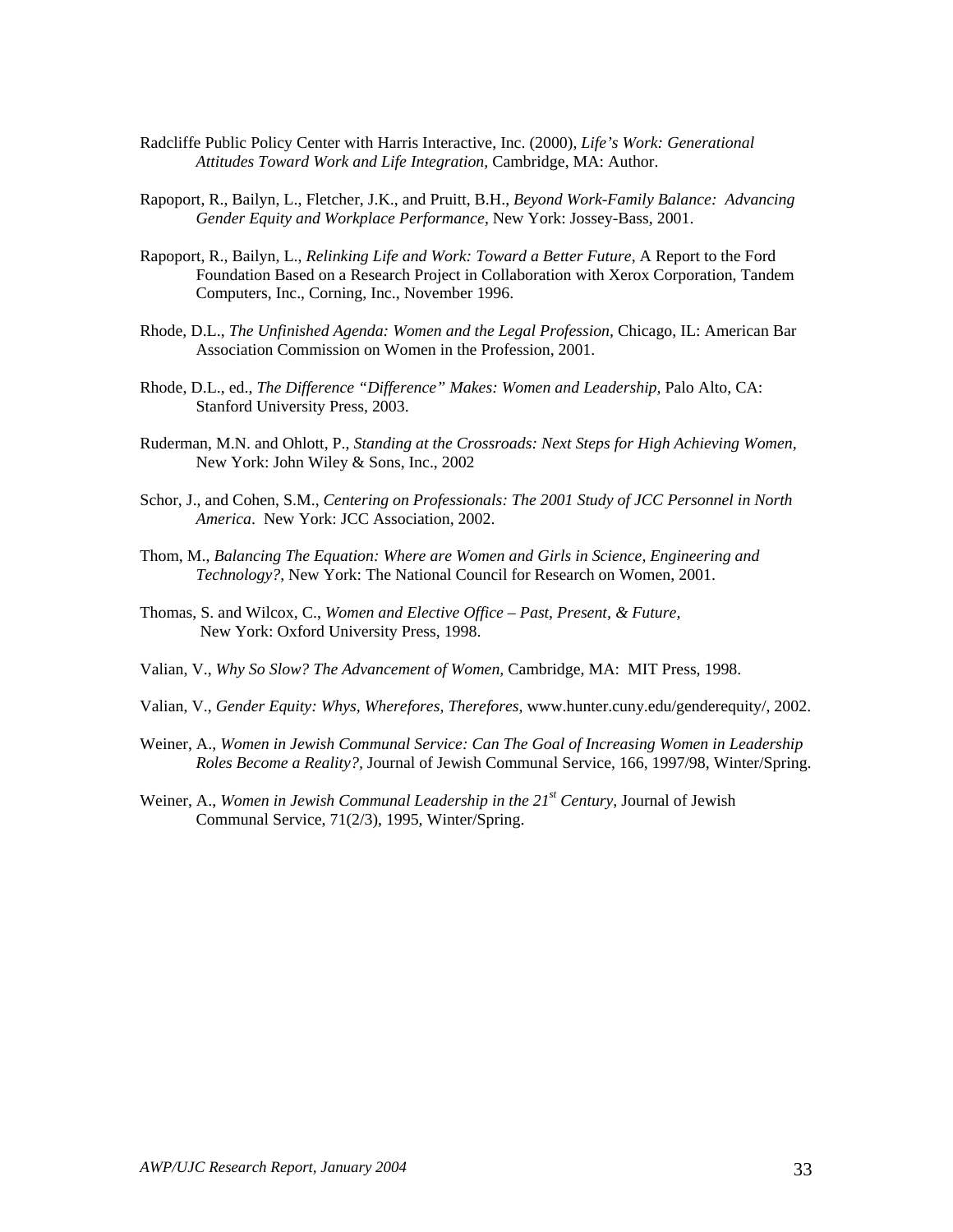Radcliffe Public Policy Center with Harris Interactive, Inc. (2000), *Life's Work: Generational Attitudes Toward Work and Life Integration,* Cambridge, MA: Author.

Rapoport, R., Bailyn, L., Fletcher, J.K., and Pruitt, B.H., *Beyond Work-Family Balance: Advancing Gender Equity and Workplace Performance*, New York: Jossey-Bass, 2001.

Rapoport, R., Bailyn, L., *Relinking Life and Work: Toward a Better Future*, A Report to the Ford Foundation Based on a Research Project in Collaboration with Xerox Corporation, Tandem Computers, Inc., Corning, Inc., November 1996.

Rhode, D.L., *The Unfinished Agenda: Women and the Legal Profession,* Chicago, IL: American Bar Association Commission on Women in the Profession, 2001.

Rhode, D.L., ed., *The Difference "Difference" Makes: Women and Leadership,* Palo Alto, CA: Stanford University Press, 2003.

Ruderman, M.N. and Ohlott, P., *Standing at the Crossroads: Next Steps for High Achieving Women*, New York: John Wiley & Sons, Inc., 2002

Schor, J., and Cohen, S.M., *Centering on Professionals: The 2001 Study of JCC Personnel in North America*. New York: JCC Association, 2002.

Thom, M., *Balancing The Equation: Where are Women and Girls in Science, Engineering and Technology?*, New York: The National Council for Research on Women, 2001.

Thomas, S. and Wilcox, C., *Women and Elective Office – Past, Present, & Future,* New York: Oxford University Press, 1998.

Valian, V., *Why So Slow? The Advancement of Women,* Cambridge, MA: MIT Press, 1998.

Valian, V., *Gender Equity: Whys, Wherefores, Therefores,* www.hunter.cuny.edu/genderequity/, 2002.

Weiner, A., *Women in Jewish Communal Service: Can The Goal of Increasing Women in Leadership Roles Become a Reality?,* Journal of Jewish Communal Service, 166, 1997/98, Winter/Spring.

Weiner, A., *Women in Jewish Communal Leadership in the 21st Century*, Journal of Jewish Communal Service, 71(2/3), 1995, Winter/Spring.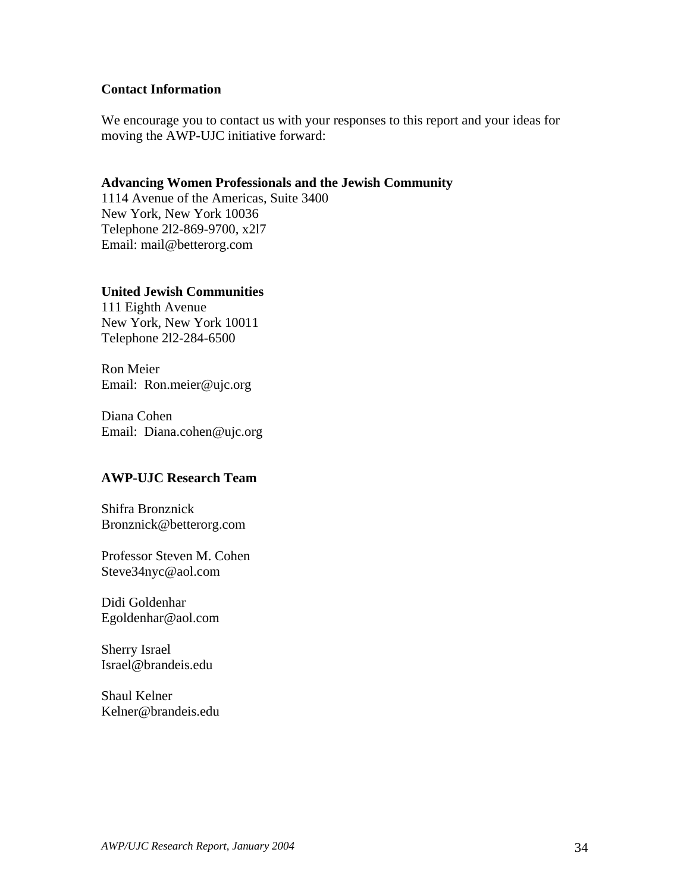### Contact Information

We encourage you to contact us with your responses to this report and your ideas for moving the AWP-UJC initiative forward:

**Advancing Women Professionals and the Jewish Community**
1114 Avenue of the Americas, Suite 3400
New York, New York 10036
Telephone 2l2-869-9700, x2l7
Email: mail@betterorg.com

**United Jewish Communities**
111 Eighth Avenue
New York, New York 10011
Telephone 2l2-284-6500

Ron Meier
Email: Ron.meier@ujc.org

Diana Cohen
Email: Diana.cohen@ujc.org

**AWP-UJC Research Team**

Shifra Bronznick
Bronznick@betterorg.com

Professor Steven M. Cohen
Steve34nyc@aol.com

Didi Goldenhar
Egoldenhar@aol.com

Sherry Israel
Israel@brandeis.edu

Shaul Kelner
Kelner@brandeis.edu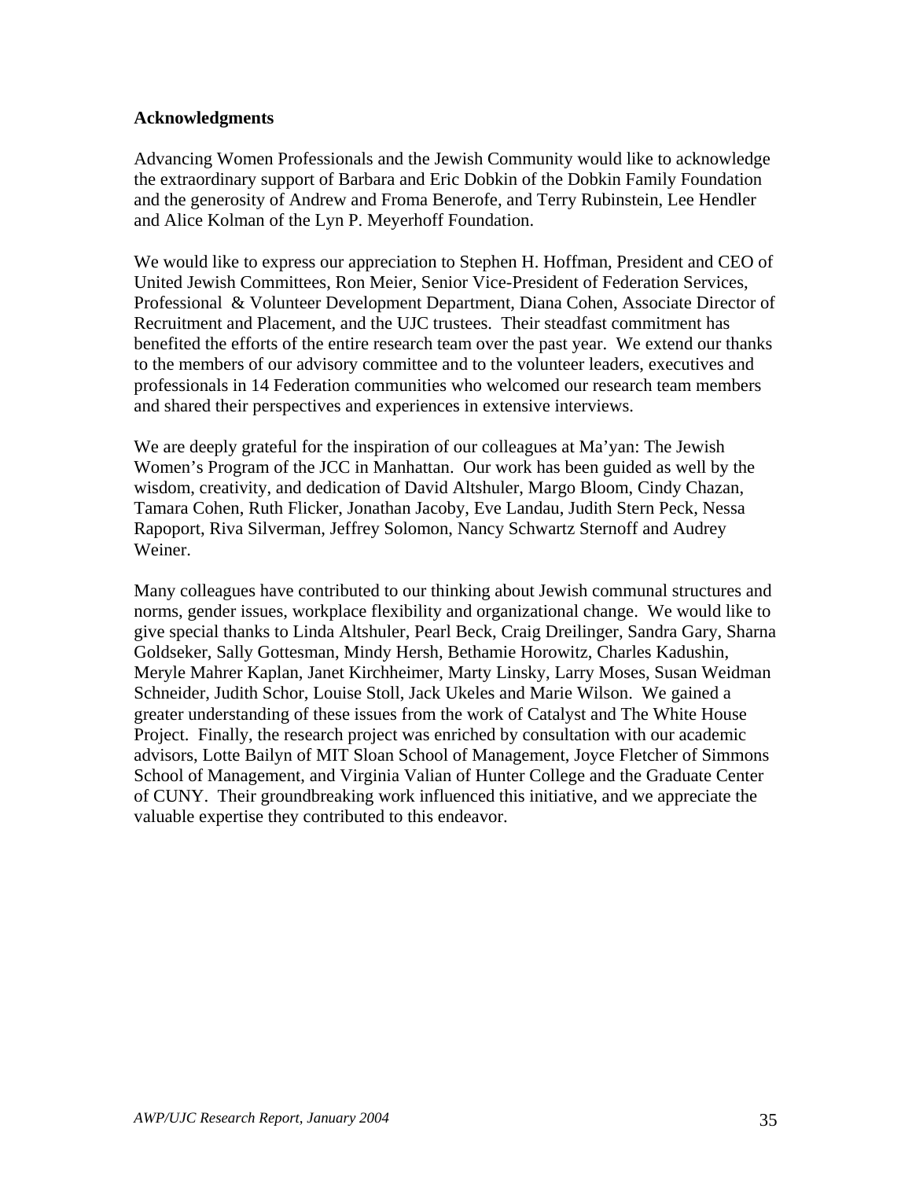**Acknowledgments**

Advancing Women Professionals and the Jewish Community would like to acknowledge the extraordinary support of Barbara and Eric Dobkin of the Dobkin Family Foundation and the generosity of Andrew and Froma Benerofe, and Terry Rubinstein, Lee Hendler and Alice Kolman of the Lyn P. Meyerhoff Foundation.

We would like to express our appreciation to Stephen H. Hoffman, President and CEO of United Jewish Committees, Ron Meier, Senior Vice-President of Federation Services, Professional & Volunteer Development Department, Diana Cohen, Associate Director of Recruitment and Placement, and the UJC trustees. Their steadfast commitment has benefited the efforts of the entire research team over the past year. We extend our thanks to the members of our advisory committee and to the volunteer leaders, executives and professionals in 14 Federation communities who welcomed our research team members and shared their perspectives and experiences in extensive interviews.

We are deeply grateful for the inspiration of our colleagues at Ma'yan: The Jewish Women's Program of the JCC in Manhattan. Our work has been guided as well by the wisdom, creativity, and dedication of David Altshuler, Margo Bloom, Cindy Chazan, Tamara Cohen, Ruth Flicker, Jonathan Jacoby, Eve Landau, Judith Stern Peck, Nessa Rapoport, Riva Silverman, Jeffrey Solomon, Nancy Schwartz Sternoff and Audrey Weiner.

Many colleagues have contributed to our thinking about Jewish communal structures and norms, gender issues, workplace flexibility and organizational change. We would like to give special thanks to Linda Altshuler, Pearl Beck, Craig Dreilinger, Sandra Gary, Sharna Goldseker, Sally Gottesman, Mindy Hersh, Bethamie Horowitz, Charles Kadushin, Meryle Mahrer Kaplan, Janet Kirchheimer, Marty Linsky, Larry Moses, Susan Weidman Schneider, Judith Schor, Louise Stoll, Jack Ukeles and Marie Wilson. We gained a greater understanding of these issues from the work of Catalyst and The White House Project. Finally, the research project was enriched by consultation with our academic advisors, Lotte Bailyn of MIT Sloan School of Management, Joyce Fletcher of Simmons School of Management, and Virginia Valian of Hunter College and the Graduate Center of CUNY. Their groundbreaking work influenced this initiative, and we appreciate the valuable expertise they contributed to this endeavor.